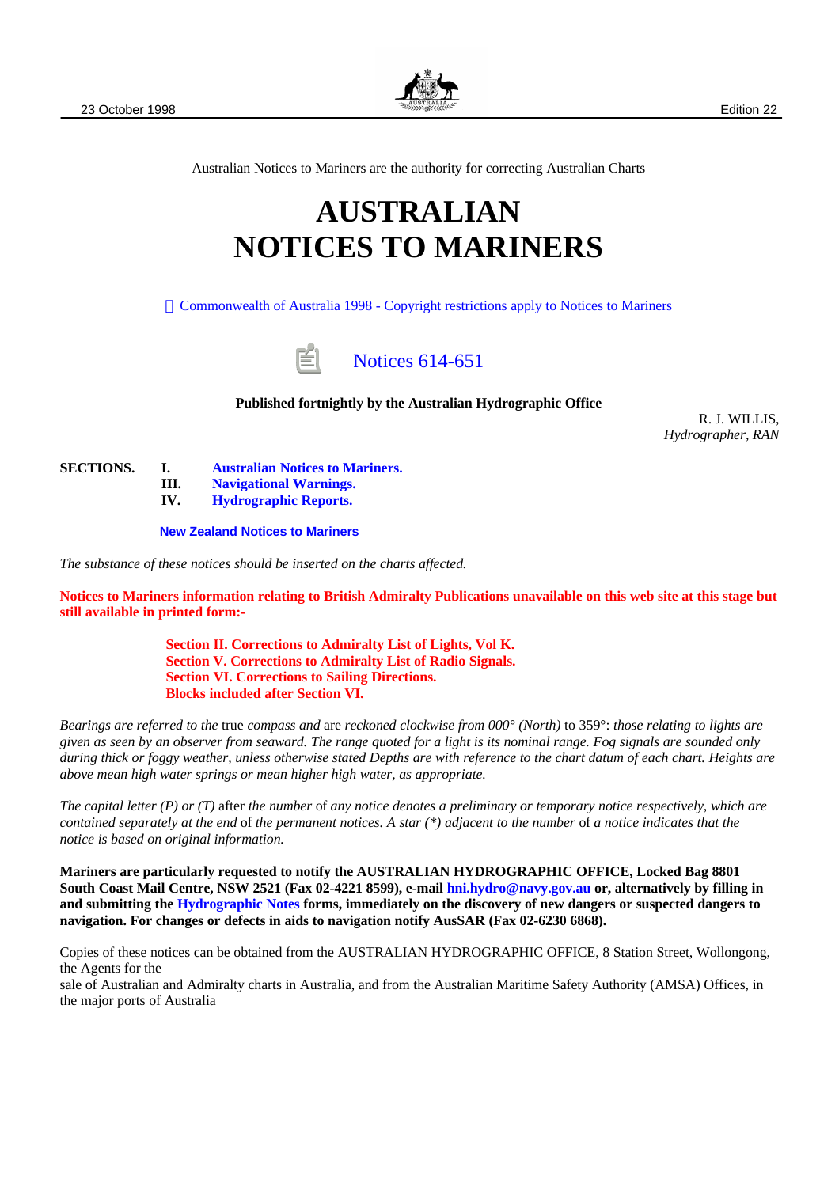23 October 1998 Edition 22

Australian Notices to Mariners are the authority for correcting Australian Charts

# AUSTRALIAN NOTICES TO MARINERS

 Commonwealth of Australia 1998 - Copyright restrictions apply to Notices to Mariners

Notices 614-651

**Published fortnightly by the Australian Hydrographic Office**

R. J. WILLIS,
*Hydrographer, RAN*

**SECTIONS.**
- **I. Australian Notices to Mariners.**
- **III. Navigational Warnings.**
- **IV. Hydrographic Reports.**

**New Zealand Notices to Mariners**

*The substance of these notices should be inserted on the charts affected.*

**Notices to Mariners information relating to British Admiralty Publications unavailable on this web site at this stage but still available in printed form:-**

**Section II. Corrections to Admiralty List of Lights, Vol K.**
**Section V. Corrections to Admiralty List of Radio Signals.**
**Section VI. Corrections to Sailing Directions.**
**Blocks included after Section VI.**

*Bearings are referred to the* true *compass and* are *reckoned clockwise from 000° (North)* to 359°: *those relating to lights are given as seen by an observer from seaward. The range quoted for a light is its nominal range. Fog signals are sounded only during thick or foggy weather, unless otherwise stated Depths are with reference to the chart datum of each chart. Heights are above mean high water springs or mean higher high water, as appropriate.*

*The capital letter (P) or (T)* after *the number* of *any notice denotes a preliminary or temporary notice respectively, which are contained separately at the end* of *the permanent notices. A star (\*) adjacent to the number* of *a notice indicates that the notice is based on original information.*

**Mariners are particularly requested to notify the AUSTRALIAN HYDROGRAPHIC OFFICE, Locked Bag 8801 South Coast Mail Centre, NSW 2521 (Fax 02-4221 8599), e-mail hni.hydro@navy.gov.au or, alternatively by filling in and submitting the Hydrographic Notes forms, immediately on the discovery of new dangers or suspected dangers to navigation. For changes or defects in aids to navigation notify AusSAR (Fax 02-6230 6868).**

Copies of these notices can be obtained from the AUSTRALIAN HYDROGRAPHIC OFFICE, 8 Station Street, Wollongong, the Agents for the
sale of Australian and Admiralty charts in Australia, and from the Australian Maritime Safety Authority (AMSA) Offices, in the major ports of Australia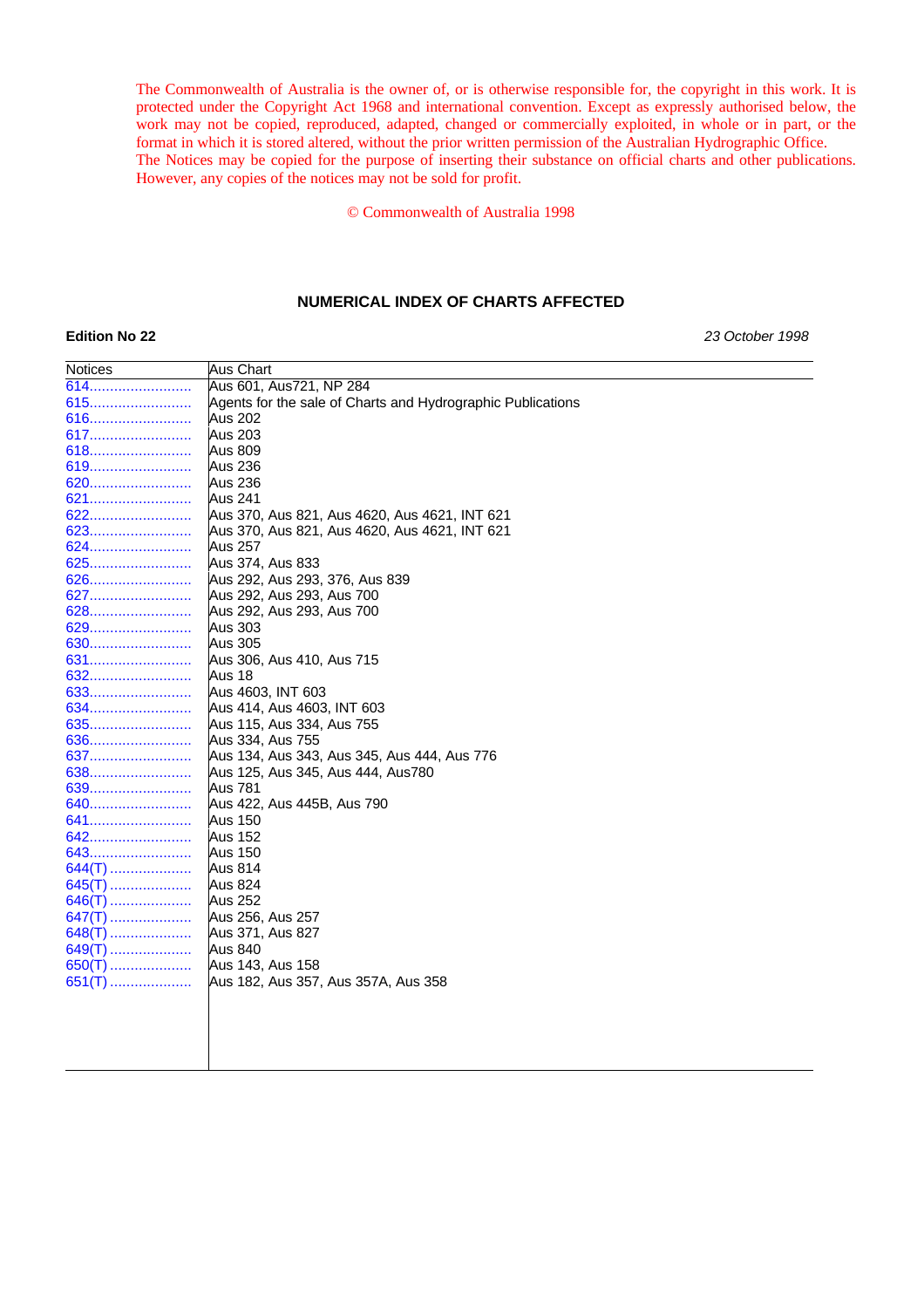The Commonwealth of Australia is the owner of, or is otherwise responsible for, the copyright in this work. It is protected under the Copyright Act 1968 and international convention. Except as expressly authorised below, the work may not be copied, reproduced, adapted, changed or commercially exploited, in whole or in part, or the format in which it is stored altered, without the prior written permission of the Australian Hydrographic Office.
The Notices may be copied for the purpose of inserting their substance on official charts and other publications. However, any copies of the notices may not be sold for profit.

© Commonwealth of Australia 1998

## NUMERICAL INDEX OF CHARTS AFFECTED

**Edition No 22** *23 October 1998*

| Notices | Aus Chart |
|---|---|
| 614 | Aus 601, Aus721, NP 284 |
| 615 | Agents for the sale of Charts and Hydrographic Publications |
| 616 | Aus 202 |
| 617 | Aus 203 |
| 618 | Aus 809 |
| 619 | Aus 236 |
| 620 | Aus 236 |
| 621 | Aus 241 |
| 622 | Aus 370, Aus 821, Aus 4620, Aus 4621, INT 621 |
| 623 | Aus 370, Aus 821, Aus 4620, Aus 4621, INT 621 |
| 624 | Aus 257 |
| 625 | Aus 374, Aus 833 |
| 626 | Aus 292, Aus 293, 376, Aus 839 |
| 627 | Aus 292, Aus 293, Aus 700 |
| 628 | Aus 292, Aus 293, Aus 700 |
| 629 | Aus 303 |
| 630 | Aus 305 |
| 631 | Aus 306, Aus 410, Aus 715 |
| 632 | Aus 18 |
| 633 | Aus 4603, INT 603 |
| 634 | Aus 414, Aus 4603, INT 603 |
| 635 | Aus 115, Aus 334, Aus 755 |
| 636 | Aus 334, Aus 755 |
| 637 | Aus 134, Aus 343, Aus 345, Aus 444, Aus 776 |
| 638 | Aus 125, Aus 345, Aus 444, Aus780 |
| 639 | Aus 781 |
| 640 | Aus 422, Aus 445B, Aus 790 |
| 641 | Aus 150 |
| 642 | Aus 152 |
| 643 | Aus 150 |
| 644(T) | Aus 814 |
| 645(T) | Aus 824 |
| 646(T) | Aus 252 |
| 647(T) | Aus 256, Aus 257 |
| 648(T) | Aus 371, Aus 827 |
| 649(T) | Aus 840 |
| 650(T) | Aus 143, Aus 158 |
| 651(T) | Aus 182, Aus 357, Aus 357A, Aus 358 |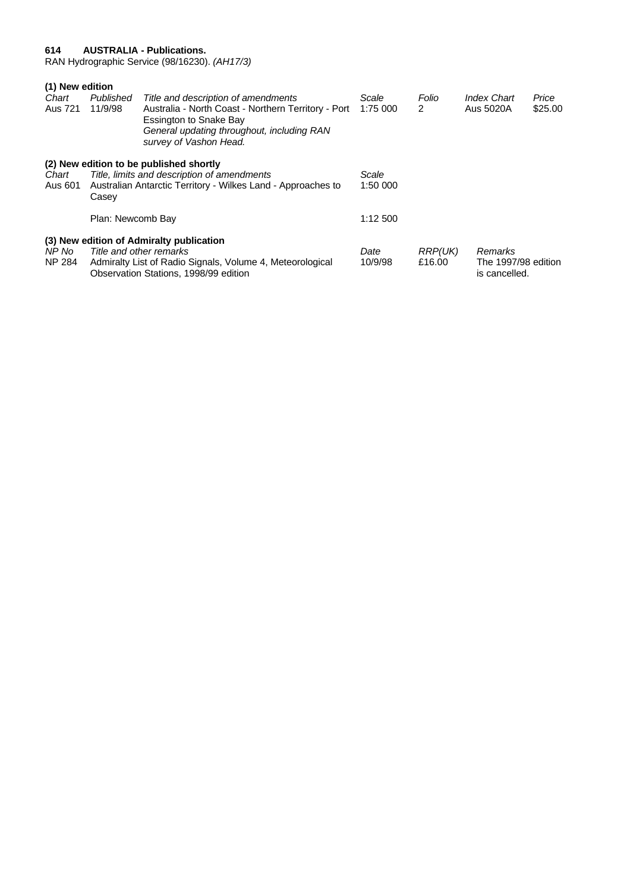**614 AUSTRALIA - Publications.**
RAN Hydrographic Service (98/16230). *(AH17/3)*

**(1) New edition**

| *Chart* | *Published* | *Title and description of amendments* | *Scale* | *Folio* | *Index Chart* | *Price* |
|---|---|---|---|---|---|---|
| Aus 721 | 11/9/98 | Australia - North Coast - Northern Territory - Port Essington to Snake Bay *General updating throughout, including RAN survey of Vashon Head.* | 1:75 000 | 2 | Aus 5020A | $25.00 |

**(2) New edition to be published shortly**

| *Chart* | *Title, limits and description of amendments* | *Scale* |
|---|---|---|
| Aus 601 | Australian Antarctic Territory - Wilkes Land - Approaches to Casey | 1:50 000 |
| | Plan: Newcomb Bay | 1:12 500 |

**(3) New edition of Admiralty publication**

| *NP No* | *Title and other remarks* | *Date* | *RRP(UK)* | *Remarks* |
|---|---|---|---|---|
| NP 284 | Admiralty List of Radio Signals, Volume 4, Meteorological Observation Stations, 1998/99 edition | 10/9/98 | £16.00 | The 1997/98 edition is cancelled. |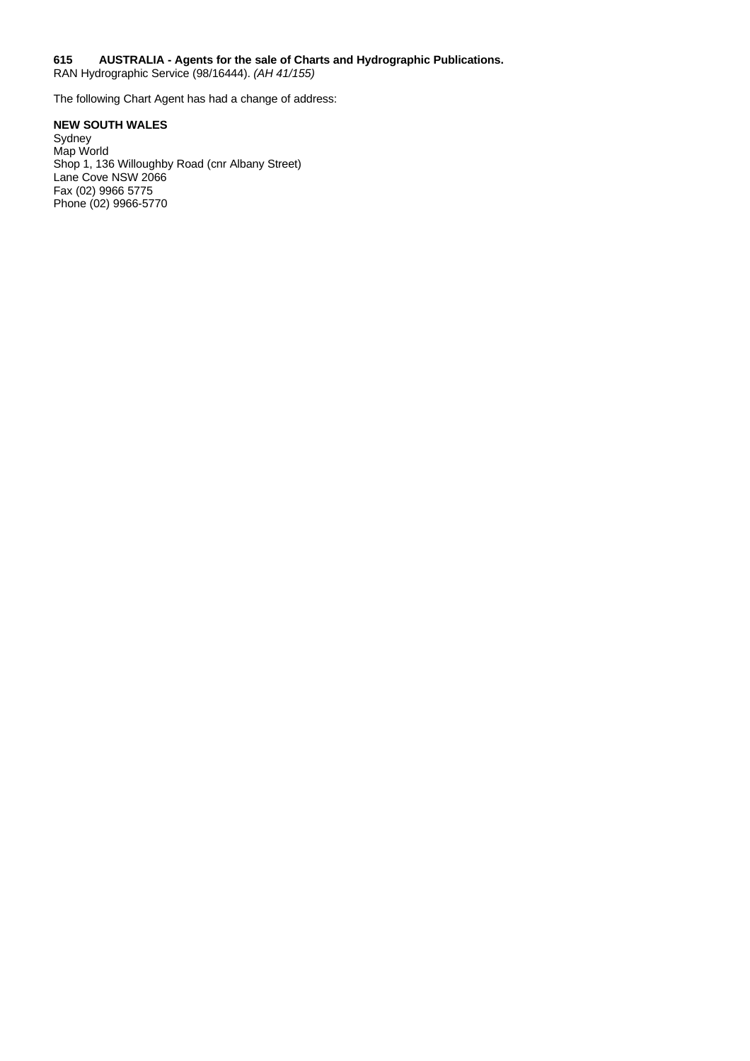**615 AUSTRALIA - Agents for the sale of Charts and Hydrographic Publications.**
RAN Hydrographic Service (98/16444). *(AH 41/155)*

The following Chart Agent has had a change of address:

**NEW SOUTH WALES**
Sydney
Map World
Shop 1, 136 Willoughby Road (cnr Albany Street)
Lane Cove NSW 2066
Fax (02) 9966 5775
Phone (02) 9966-5770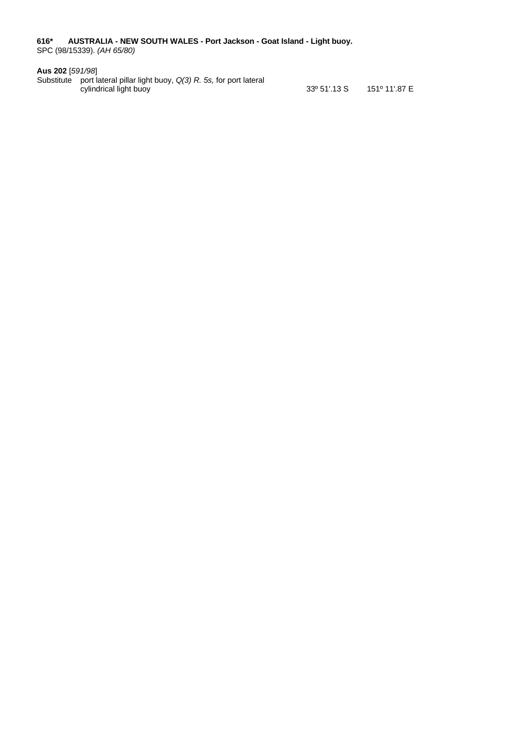**616*    AUSTRALIA - NEW SOUTH WALES - Port Jackson - Goat Island - Light buoy.**
SPC (98/15339). *(AH 65/80)*

**Aus 202** [*591/98*]

| | | | |
|---|---|---|---|
| Substitute | port lateral pillar light buoy, *Q(3) R. 5s,* for port lateral cylindrical light buoy | 33º 51'.13 S | 151º 11'.87 E |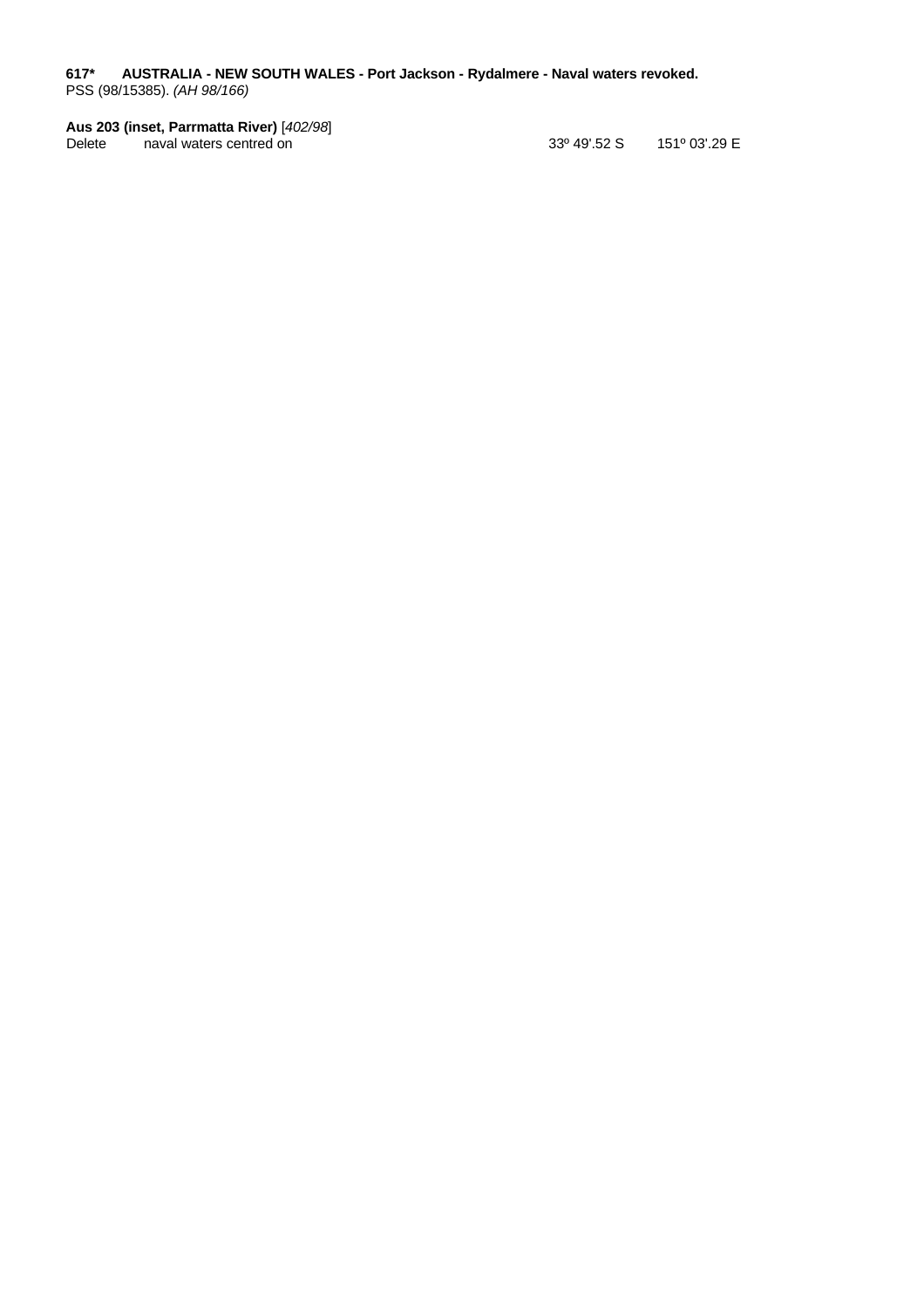**617*   AUSTRALIA - NEW SOUTH WALES - Port Jackson - Rydalmere - Naval waters revoked.**
PSS (98/15385). *(AH 98/166)*

**Aus 203 (inset, Parrmatta River)** [*402/98*]

| Delete | naval waters centred on | 33º 49'.52 S | 151º 03'.29 E |
|---|---|---|---|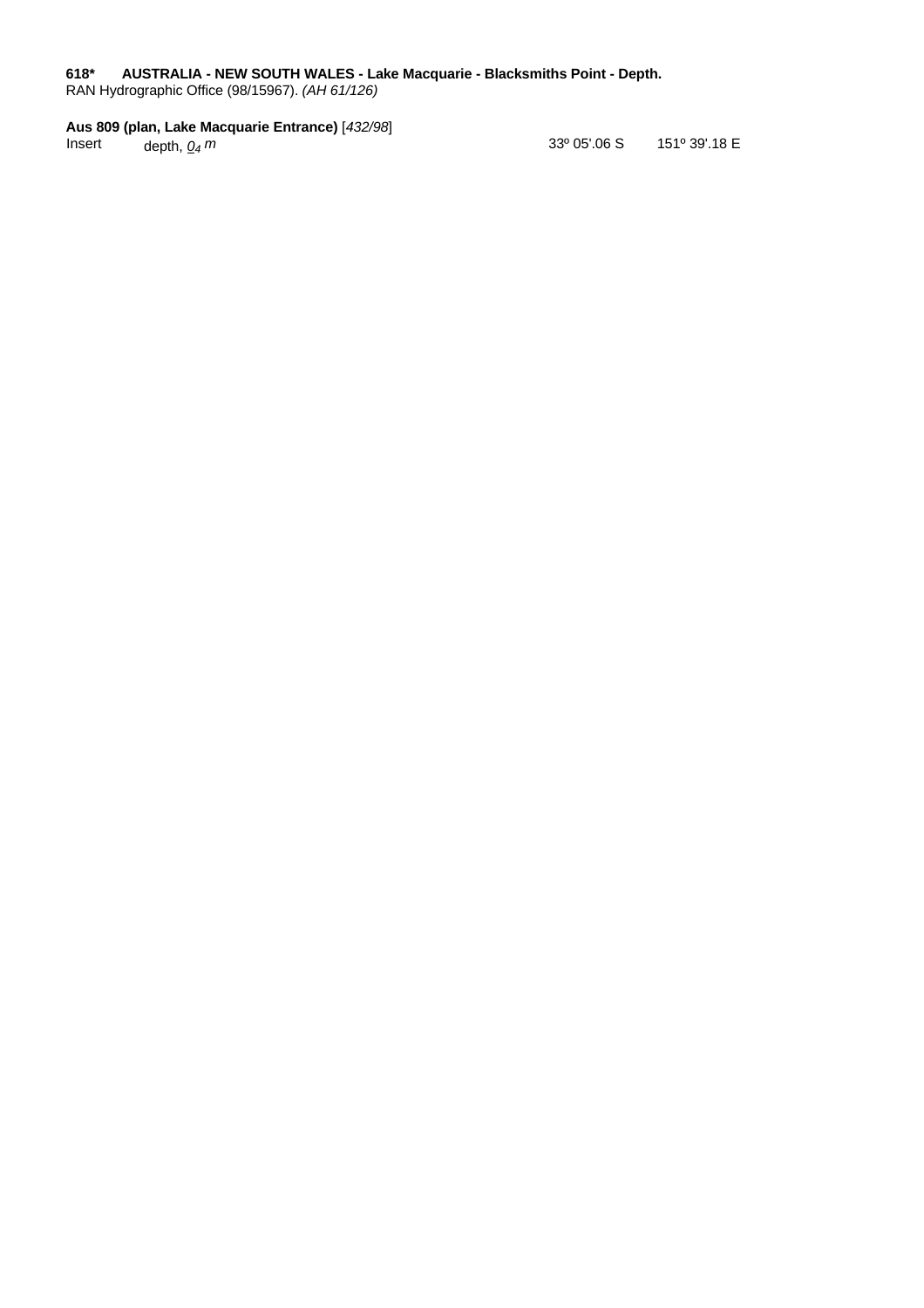**618\*   AUSTRALIA - NEW SOUTH WALES - Lake Macquarie - Blacksmiths Point - Depth.**
RAN Hydrographic Office (98/15967). *(AH 61/126)*

**Aus 809 (plan, Lake Macquarie Entrance)** [*432/98*]

| | | | |
|---|---|---|---|
| Insert | depth, $\underline{0}_4$ *m* | 33º 05'.06 S | 151º 39'.18 E |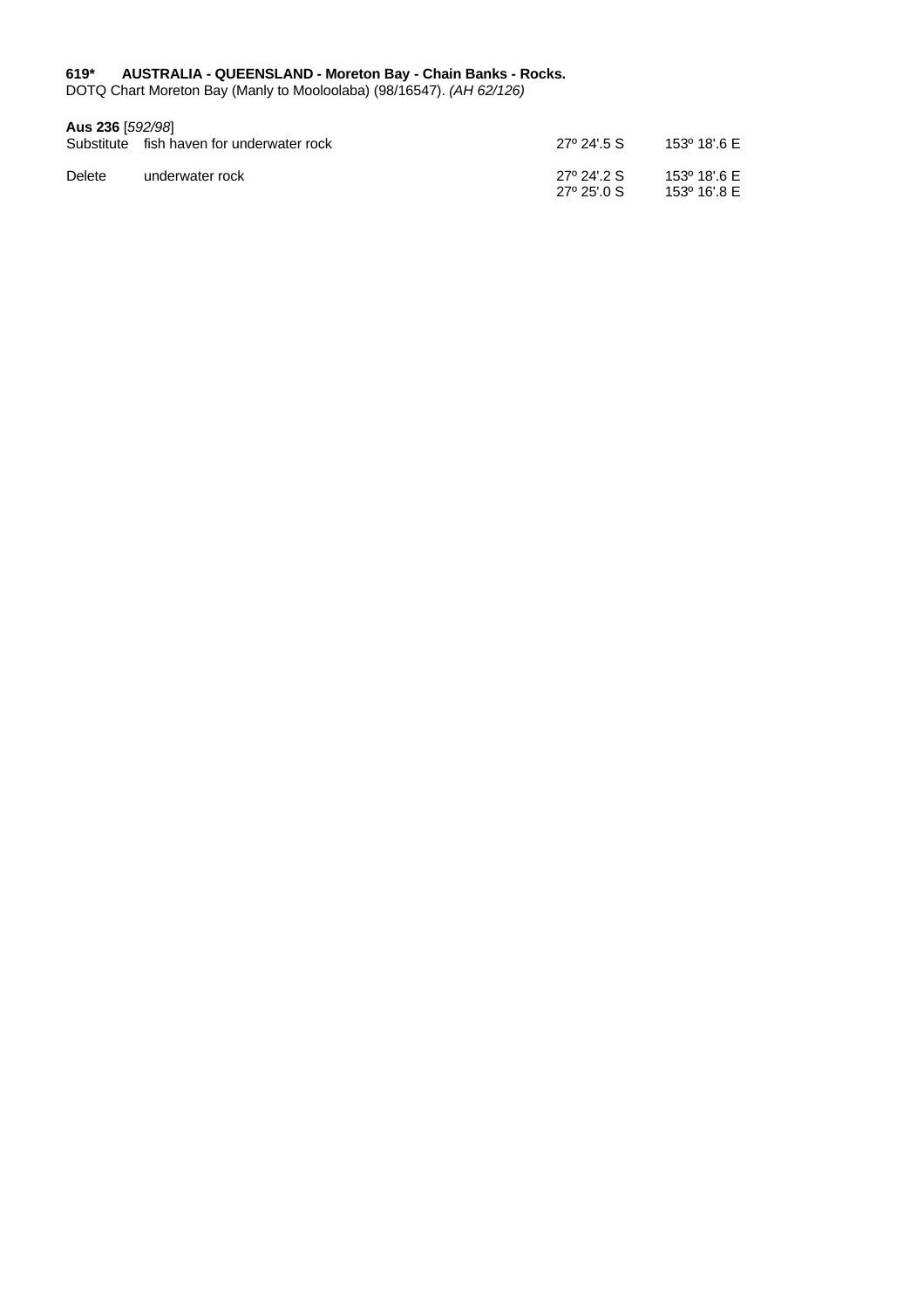**619*   AUSTRALIA - QUEENSLAND - Moreton Bay - Chain Banks - Rocks.**
DOTQ Chart Moreton Bay (Manly to Mooloolaba) (98/16547). *(AH 62/126)*

**Aus 236** [*592/98*]

| | | | |
|---|---|---|---|
| Substitute | fish haven for underwater rock | 27º 24'.5 S | 153º 18'.6 E |
| Delete | underwater rock | 27º 24'.2 S | 153º 18'.6 E |
| | | 27º 25'.0 S | 153º 16'.8 E |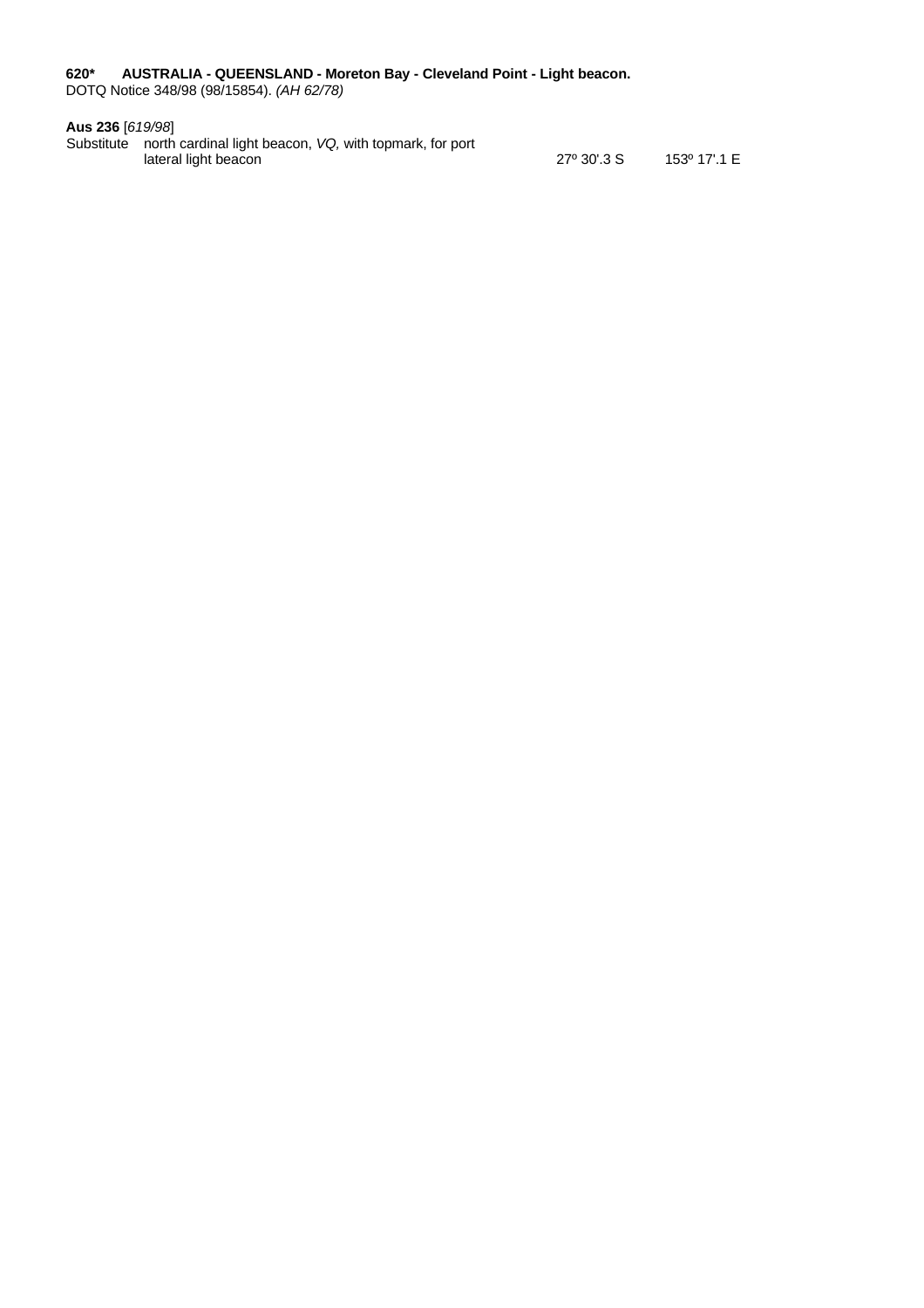**620*   AUSTRALIA - QUEENSLAND - Moreton Bay - Cleveland Point - Light beacon.**
DOTQ Notice 348/98 (98/15854). *(AH 62/78)*

**Aus 236** [*619/98*]

| | | | |
|---|---|---|---|
| Substitute | north cardinal light beacon, *VQ,* with topmark, for port lateral light beacon | 27º 30'.3 S | 153º 17'.1 E |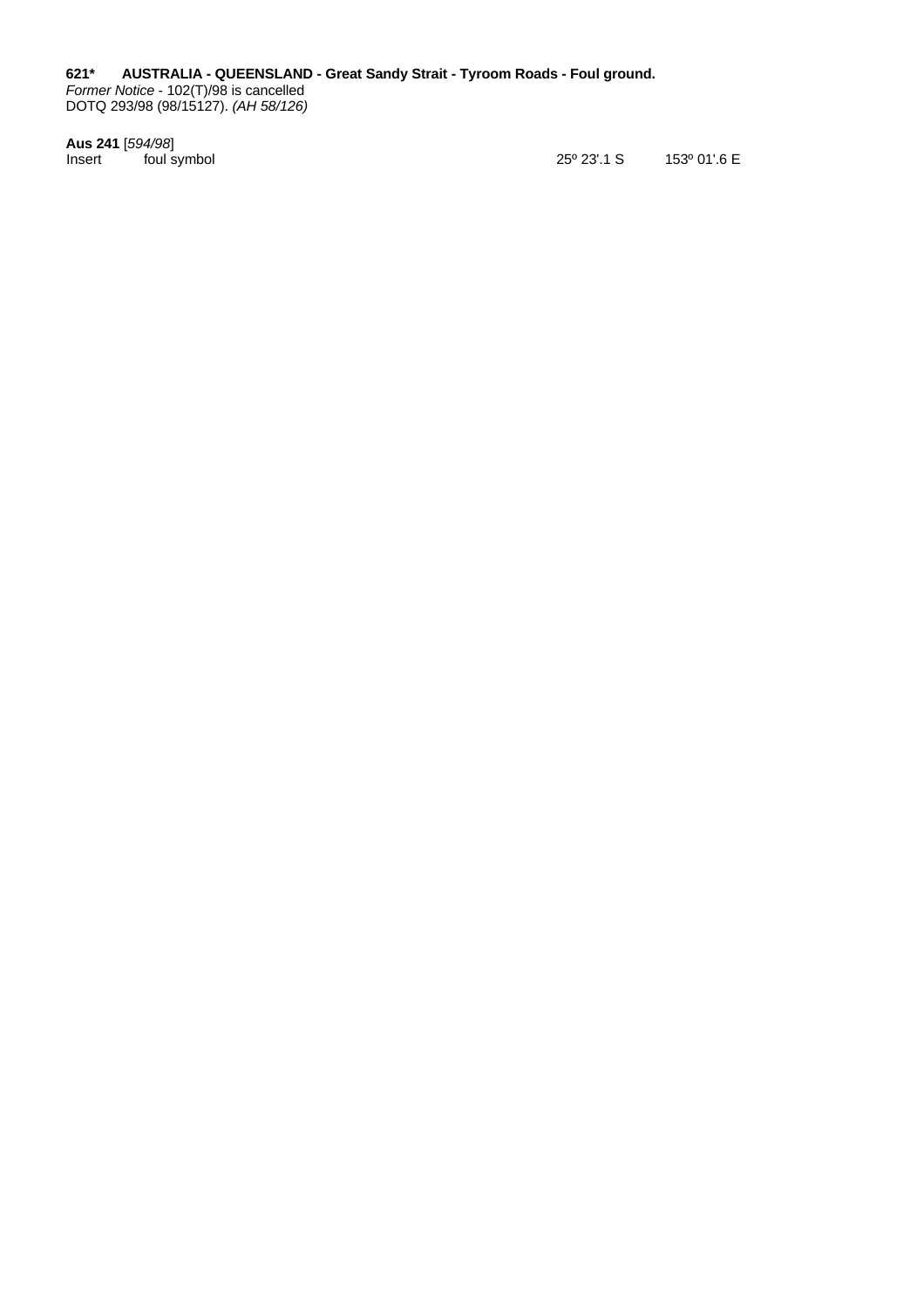**621*  AUSTRALIA - QUEENSLAND - Great Sandy Strait - Tyroom Roads - Foul ground.**
*Former Notice* - 102(T)/98 is cancelled
DOTQ 293/98 (98/15127). *(AH 58/126)*

**Aus 241** [*594/98*]

| | | | |
|---|---|---|---|
| Insert | foul symbol | 25º 23'.1 S | 153º 01'.6 E |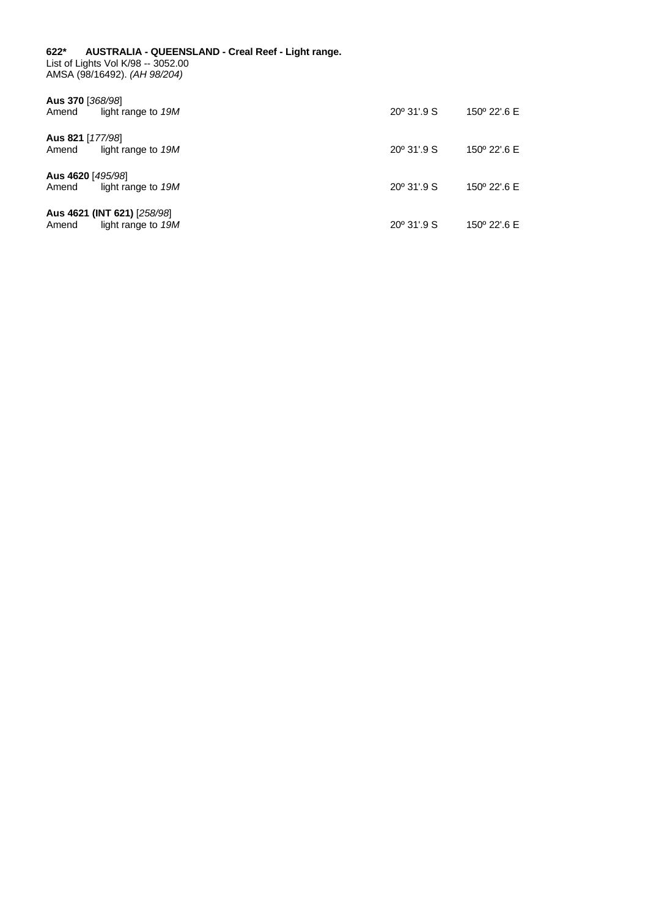**622*     AUSTRALIA - QUEENSLAND - Creal Reef - Light range.**
List of Lights Vol K/98 -- 3052.00
AMSA (98/16492). *(AH 98/204)*

**Aus 370** [*368/98*]

| | | | |
|---|---|---|---|
| Amend | light range to *19M* | 20º 31'.9 S | 150º 22'.6 E |

**Aus 821** [*177/98*]

| | | | |
|---|---|---|---|
| Amend | light range to *19M* | 20º 31'.9 S | 150º 22'.6 E |

**Aus 4620** [*495/98*]

| | | | |
|---|---|---|---|
| Amend | light range to *19M* | 20º 31'.9 S | 150º 22'.6 E |

**Aus 4621 (INT 621)** [*258/98*]

| | | | |
|---|---|---|---|
| Amend | light range to *19M* | 20º 31'.9 S | 150º 22'.6 E |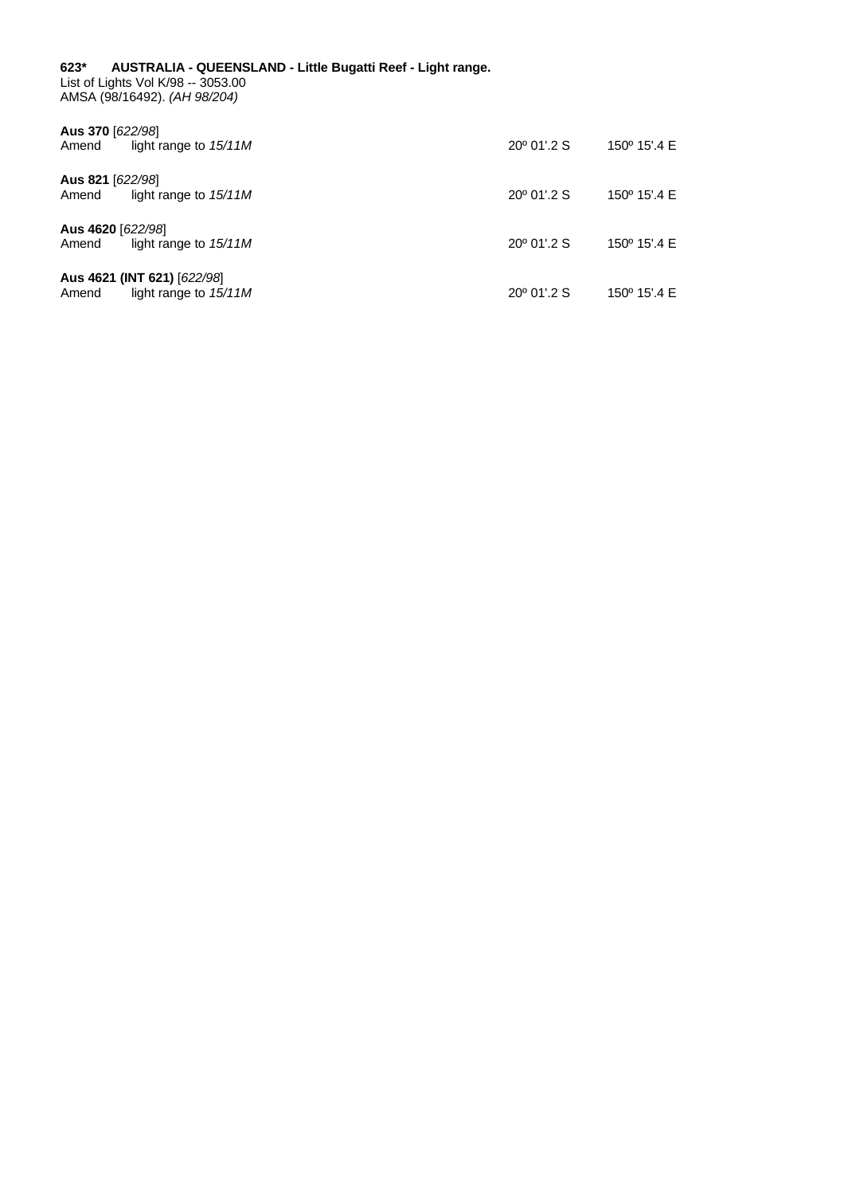**623*   AUSTRALIA - QUEENSLAND - Little Bugatti Reef - Light range.**
List of Lights Vol K/98 -- 3053.00
AMSA (98/16492). *(AH 98/204)*

**Aus 370** [*622/98*]
Amend   light range to *15/11M*   20º 01'.2 S   150º 15'.4 E

**Aus 821** [*622/98*]
Amend   light range to *15/11M*   20º 01'.2 S   150º 15'.4 E

**Aus 4620** [*622/98*]
Amend   light range to *15/11M*   20º 01'.2 S   150º 15'.4 E

**Aus 4621 (INT 621)** [*622/98*]
Amend   light range to *15/11M*   20º 01'.2 S   150º 15'.4 E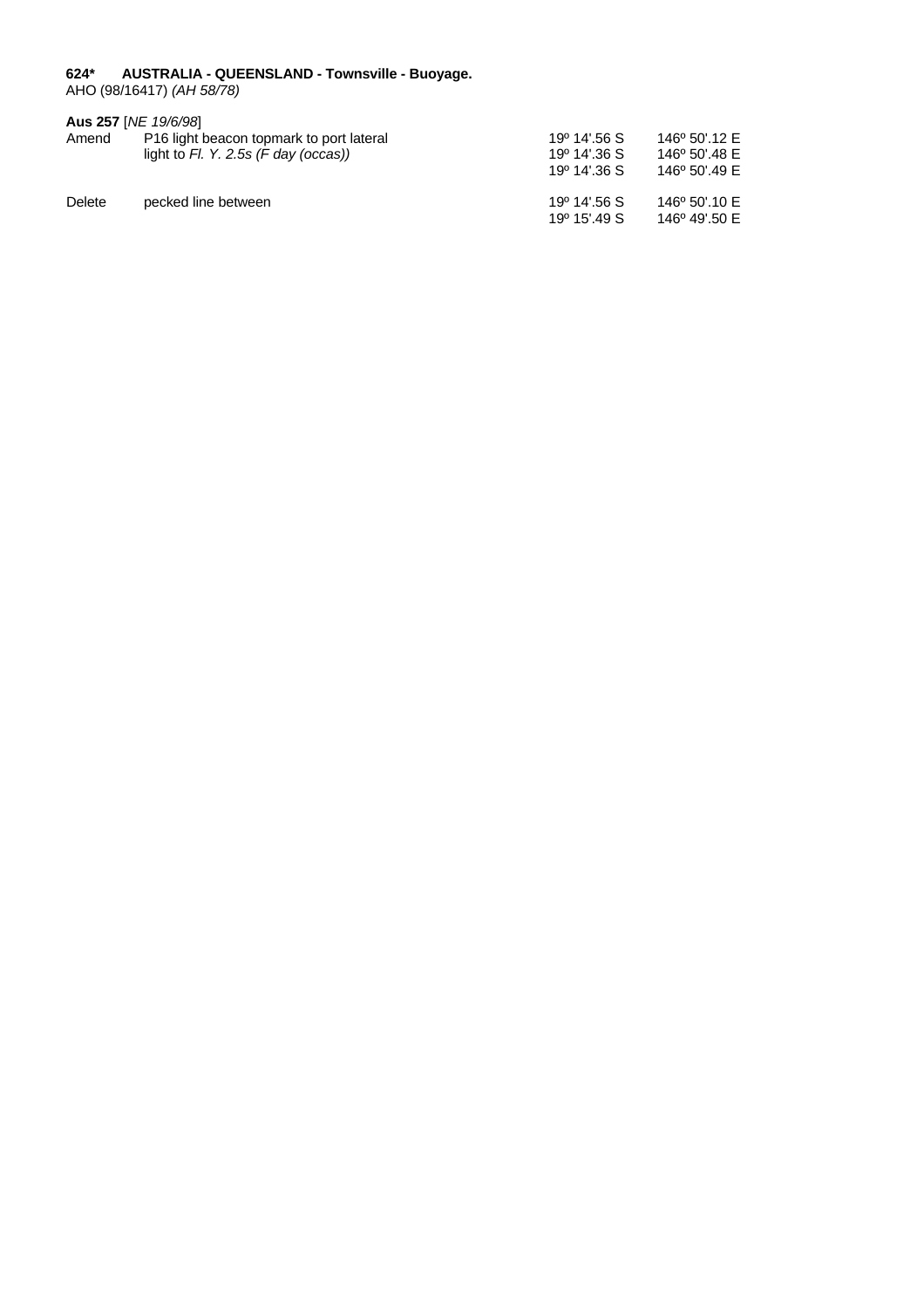**624\*    AUSTRALIA - QUEENSLAND - Townsville - Buoyage.**
AHO (98/16417) *(AH 58/78)*

**Aus 257** [*NE 19/6/98*]

| | | | |
|---|---|---|---|
| Amend | P16 light beacon topmark to port lateral | 19º 14'.56 S | 146º 50'.12 E |
| | light to *Fl. Y. 2.5s (F day (occas))* | 19º 14'.36 S | 146º 50'.48 E |
| | | 19º 14'.36 S | 146º 50'.49 E |
| Delete | pecked line between | 19º 14'.56 S | 146º 50'.10 E |
| | | 19º 15'.49 S | 146º 49'.50 E |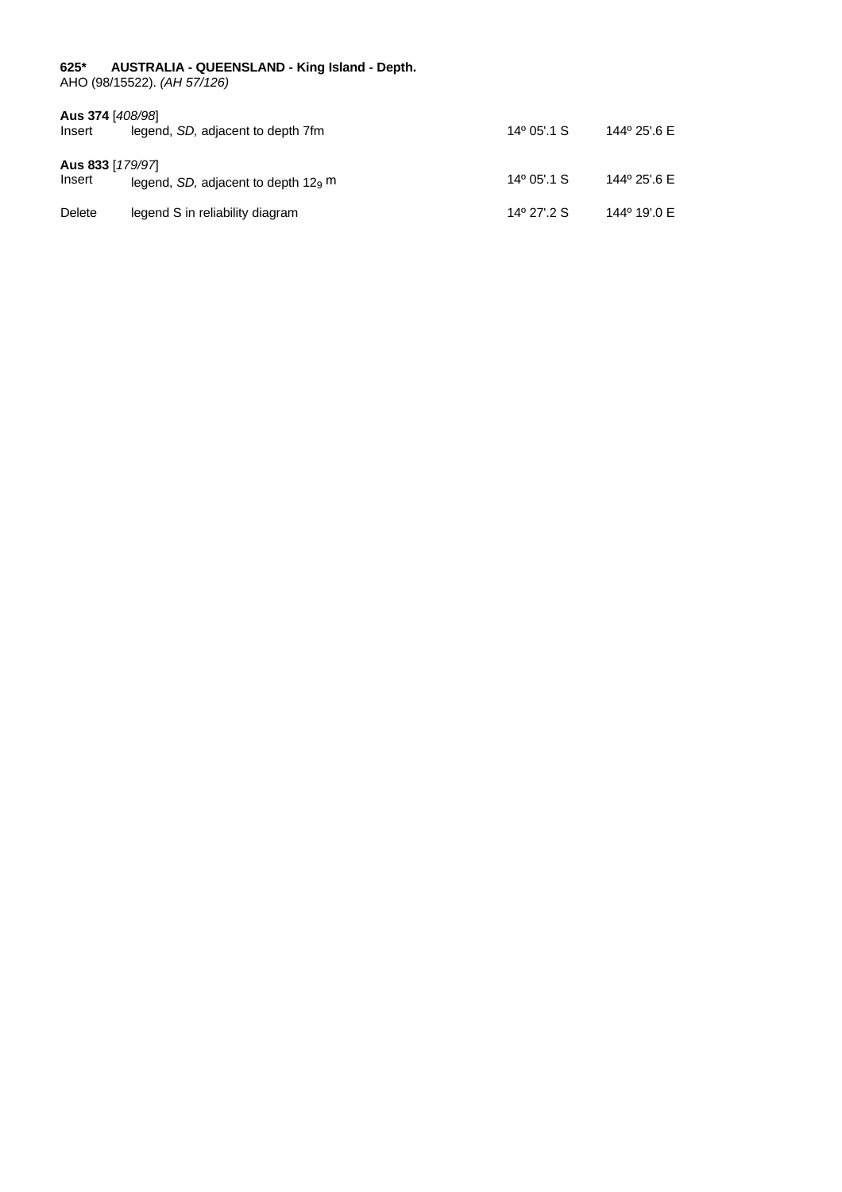**625*  AUSTRALIA - QUEENSLAND - King Island - Depth.**
AHO (98/15522). *(AH 57/126)*

**Aus 374** [*408/98*]

| | | | |
|---|---|---|---|
| Insert | legend, *SD,* adjacent to depth 7fm | 14º 05'.1 S | 144º 25'.6 E |

**Aus 833** [*179/97*]

| | | | |
|---|---|---|---|
| Insert | legend, *SD,* adjacent to depth $12_9$ m | 14º 05'.1 S | 144º 25'.6 E |
| Delete | legend S in reliability diagram | 14º 27'.2 S | 144º 19'.0 E |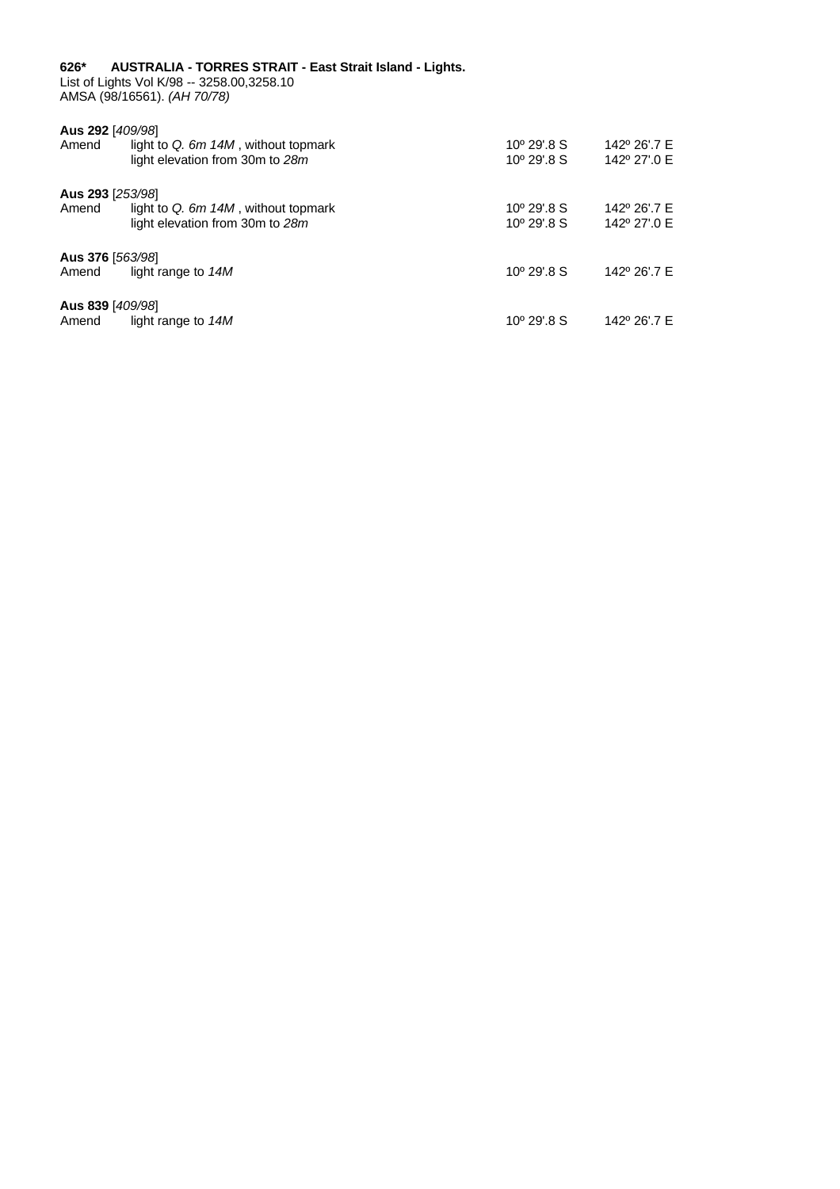**626*  AUSTRALIA - TORRES STRAIT - East Strait Island - Lights.**
List of Lights Vol K/98 -- 3258.00,3258.10
AMSA (98/16561). *(AH 70/78)*

**Aus 292** [*409/98*]

| | | | |
|---|---|---|---|
| Amend | light to *Q. 6m 14M* , without topmark | 10º 29'.8 S | 142º 26'.7 E |
| | light elevation from 30m to *28m* | 10º 29'.8 S | 142º 27'.0 E |

**Aus 293** [*253/98*]

| | | | |
|---|---|---|---|
| Amend | light to *Q. 6m 14M* , without topmark | 10º 29'.8 S | 142º 26'.7 E |
| | light elevation from 30m to *28m* | 10º 29'.8 S | 142º 27'.0 E |

**Aus 376** [*563/98*]

| | | | |
|---|---|---|---|
| Amend | light range to *14M* | 10º 29'.8 S | 142º 26'.7 E |

**Aus 839** [*409/98*]

| | | | |
|---|---|---|---|
| Amend | light range to *14M* | 10º 29'.8 S | 142º 26'.7 E |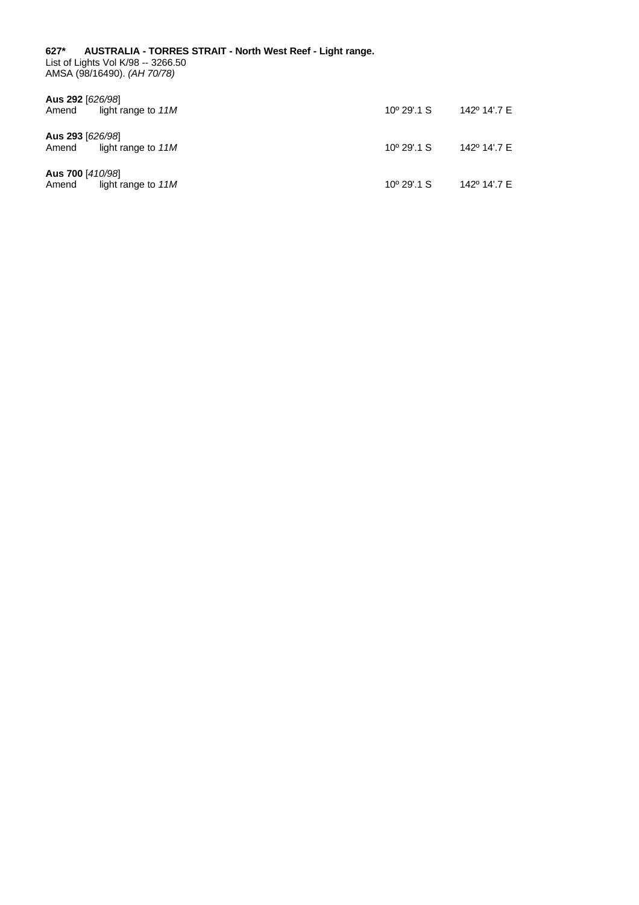**627\*** **AUSTRALIA - TORRES STRAIT - North West Reef - Light range.**
List of Lights Vol K/98 -- 3266.50
AMSA (98/16490). *(AH 70/78)*

**Aus 292** [*626/98*]

| | | | |
|---|---|---|---|
| Amend | light range to *11M* | 10º 29'.1 S | 142º 14'.7 E |

**Aus 293** [*626/98*]

| | | | |
|---|---|---|---|
| Amend | light range to *11M* | 10º 29'.1 S | 142º 14'.7 E |

**Aus 700** [*410/98*]

| | | | |
|---|---|---|---|
| Amend | light range to *11M* | 10º 29'.1 S | 142º 14'.7 E |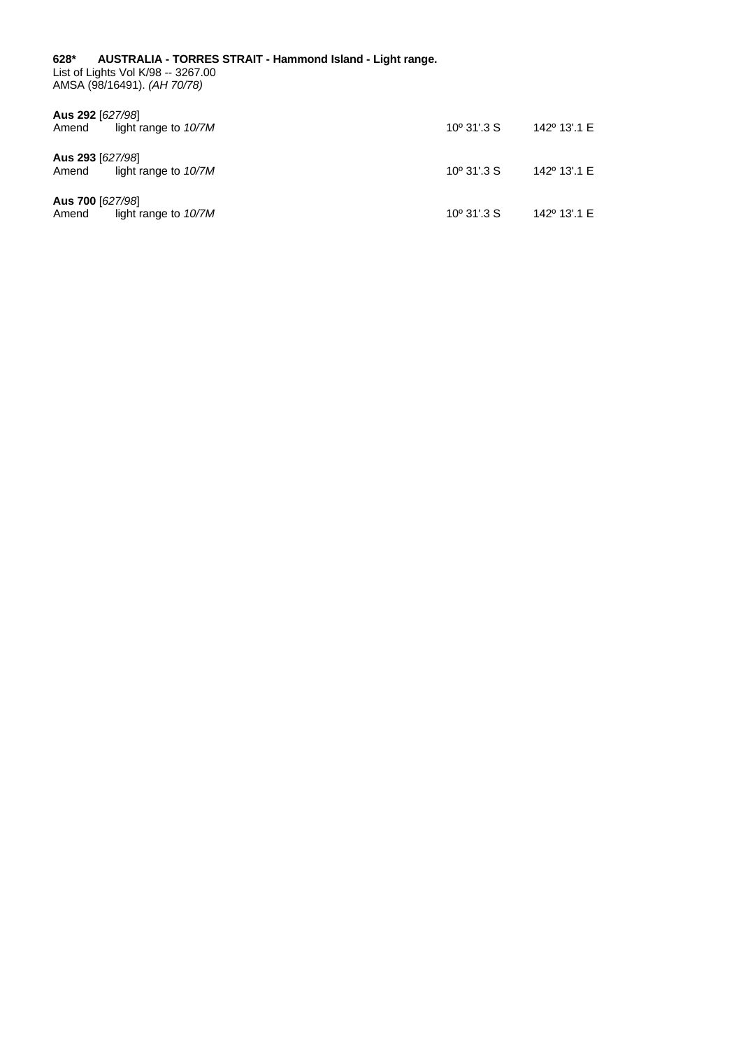**628*** **AUSTRALIA - TORRES STRAIT - Hammond Island - Light range.**
List of Lights Vol K/98 -- 3267.00
AMSA (98/16491). *(AH 70/78)*

**Aus 292** [*627/98*]
Amend light range to *10/7M* 10º 31'.3 S 142º 13'.1 E

**Aus 293** [*627/98*]
Amend light range to *10/7M* 10º 31'.3 S 142º 13'.1 E

**Aus 700** [*627/98*]
Amend light range to *10/7M* 10º 31'.3 S 142º 13'.1 E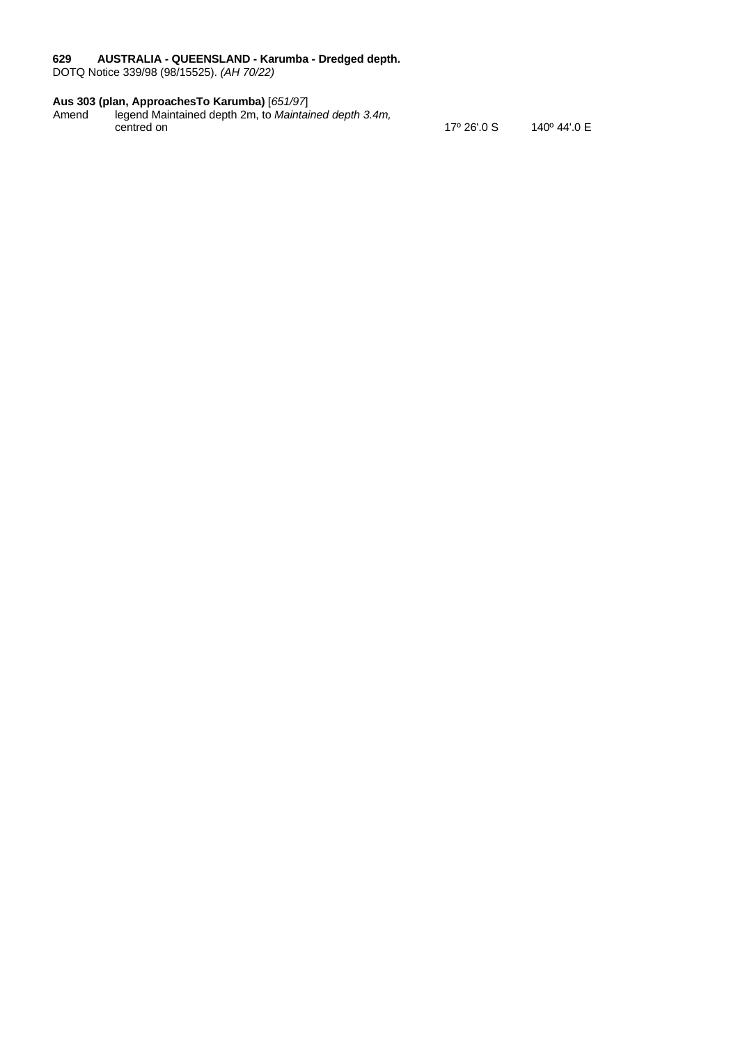**629 AUSTRALIA - QUEENSLAND - Karumba - Dredged depth.**
DOTQ Notice 339/98 (98/15525). *(AH 70/22)*

**Aus 303 (plan, ApproachesTo Karumba)** [*651/97*]

| | | | |
|---|---|---|---|
| Amend | legend Maintained depth 2m, to *Maintained depth 3.4m,* centred on | 17º 26'.0 S | 140º 44'.0 E |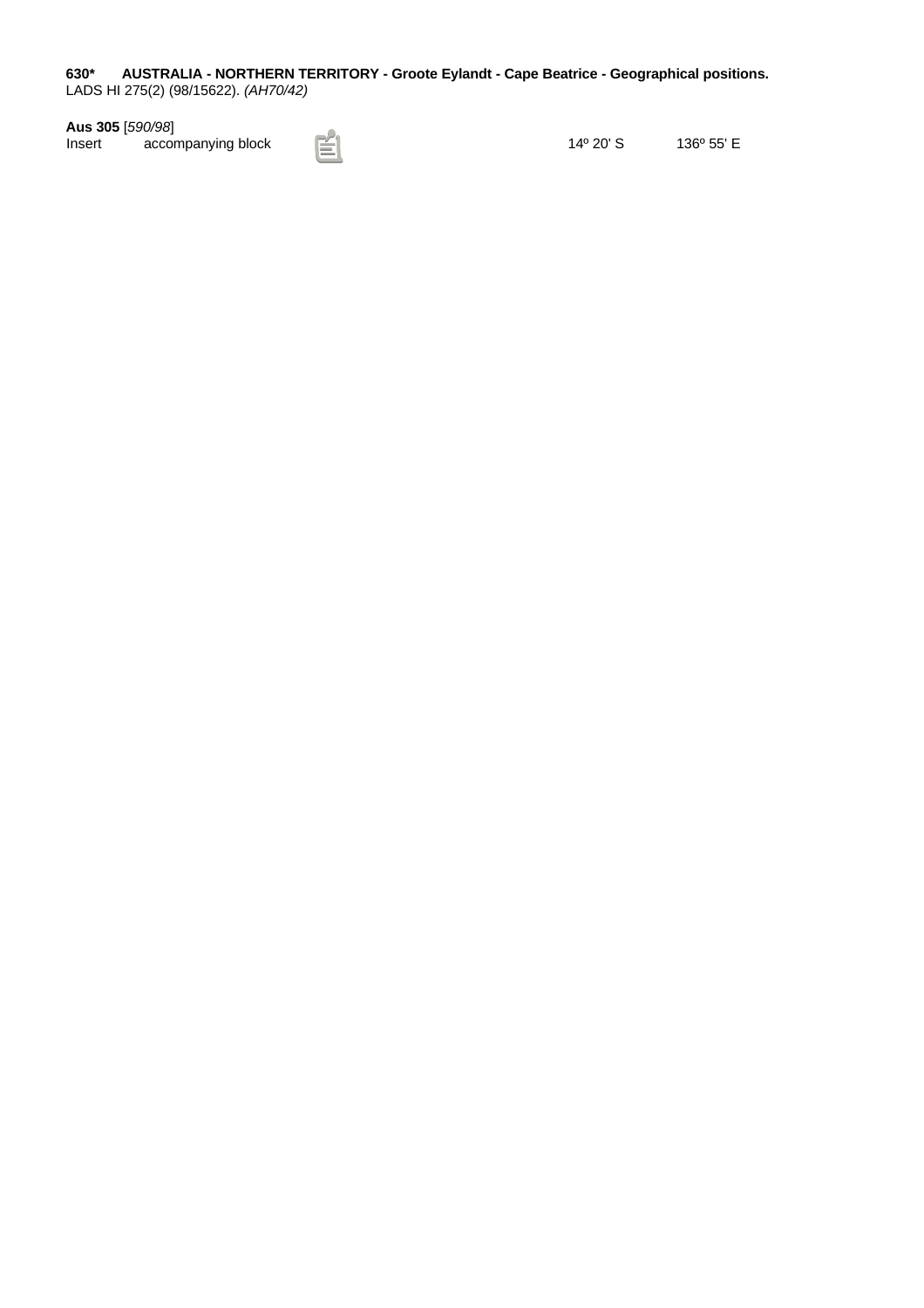**630*      AUSTRALIA - NORTHERN TERRITORY - Groote Eylandt - Cape Beatrice - Geographical positions.**
LADS HI 275(2) (98/15622). *(AH70/42)*

**Aus 305** [*590/98*]

| | | | |
|---|---|---|---|
| Insert | accompanying block | 14º 20' S | 136º 55' E |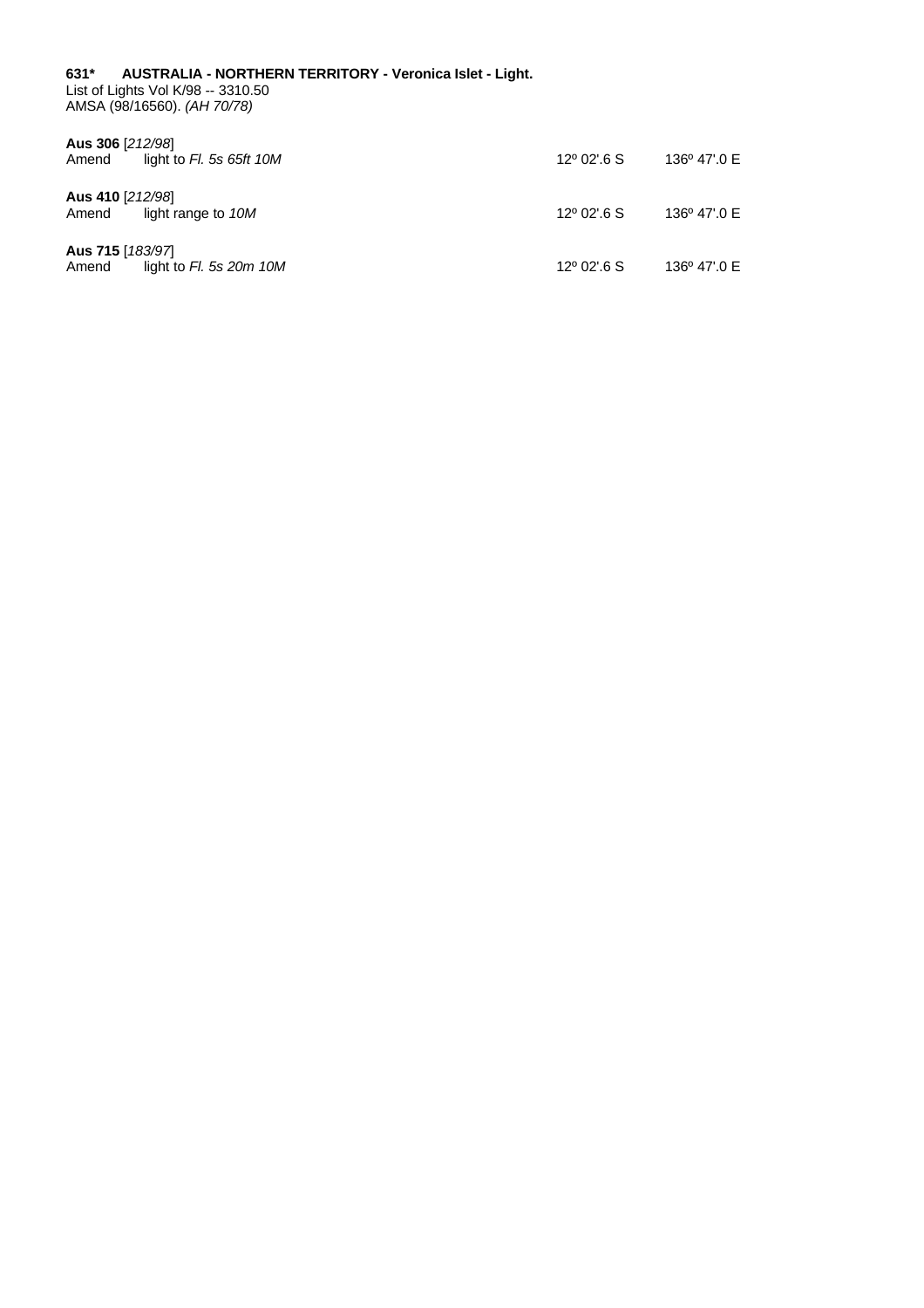**631*   AUSTRALIA - NORTHERN TERRITORY - Veronica Islet - Light.**
List of Lights Vol K/98 -- 3310.50
AMSA (98/16560). *(AH 70/78)*

**Aus 306** [*212/98*]

| | | | |
|---|---|---|---|
| Amend | light to *Fl. 5s 65ft 10M* | 12º 02'.6 S | 136º 47'.0 E |

**Aus 410** [*212/98*]

| | | | |
|---|---|---|---|
| Amend | light range to *10M* | 12º 02'.6 S | 136º 47'.0 E |

**Aus 715** [*183/97*]

| | | | |
|---|---|---|---|
| Amend | light to *Fl. 5s 20m 10M* | 12º 02'.6 S | 136º 47'.0 E |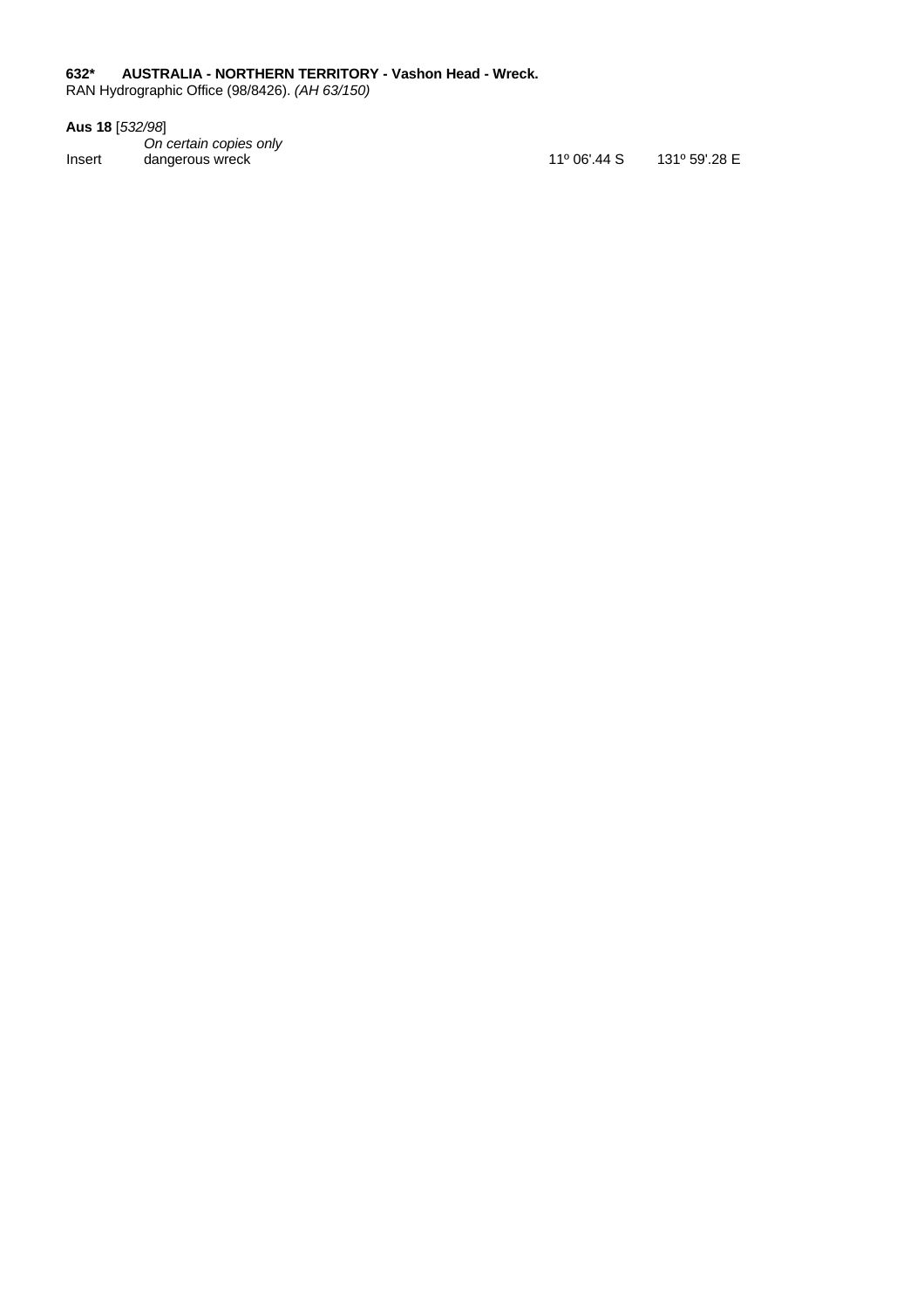**632*  AUSTRALIA - NORTHERN TERRITORY - Vashon Head - Wreck.**
RAN Hydrographic Office (98/8426). *(AH 63/150)*

**Aus 18** [*532/98*]

| | | | |
|---|---|---|---|
| | *On certain copies only* | | |
| Insert | dangerous wreck | 11º 06'.44 S | 131º 59'.28 E |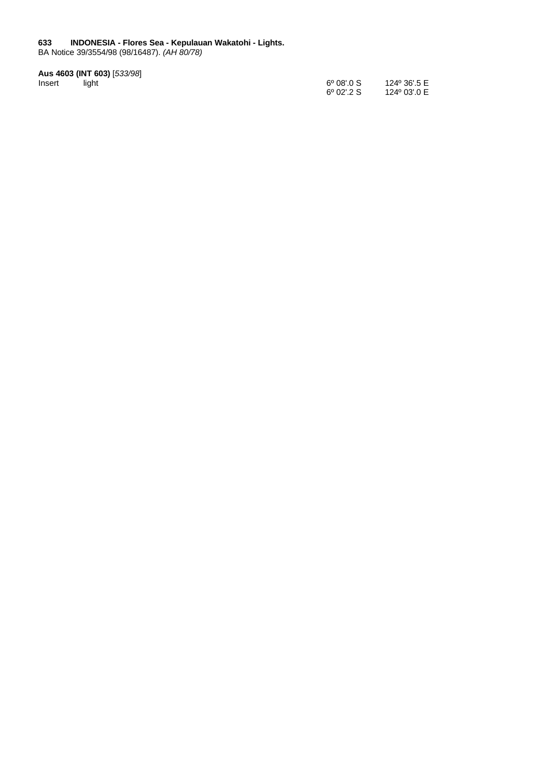**633 INDONESIA - Flores Sea - Kepulauan Wakatohi - Lights.**
BA Notice 39/3554/98 (98/16487). *(AH 80/78)*

**Aus 4603 (INT 603)** [*533/98*]

| | | | |
|---|---|---|---|
| Insert | light | 6º 08'.0 S | 124º 36'.5 E |
| | | 6º 02'.2 S | 124º 03'.0 E |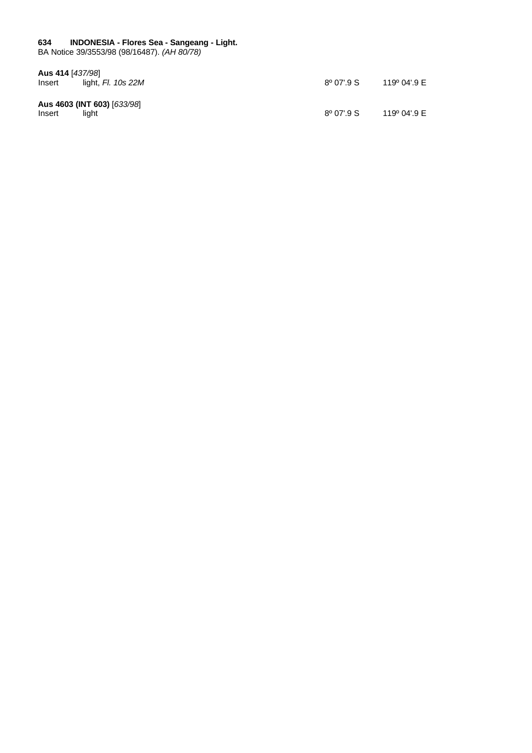**634 INDONESIA - Flores Sea - Sangeang - Light.**
BA Notice 39/3553/98 (98/16487). *(AH 80/78)*

**Aus 414** [*437/98*]

| | | | |
|---|---|---|---|
| Insert | light, *Fl. 10s 22M* | 8º 07'.9 S | 119º 04'.9 E |

**Aus 4603 (INT 603)** [*633/98*]

| | | | |
|---|---|---|---|
| Insert | light | 8º 07'.9 S | 119º 04'.9 E |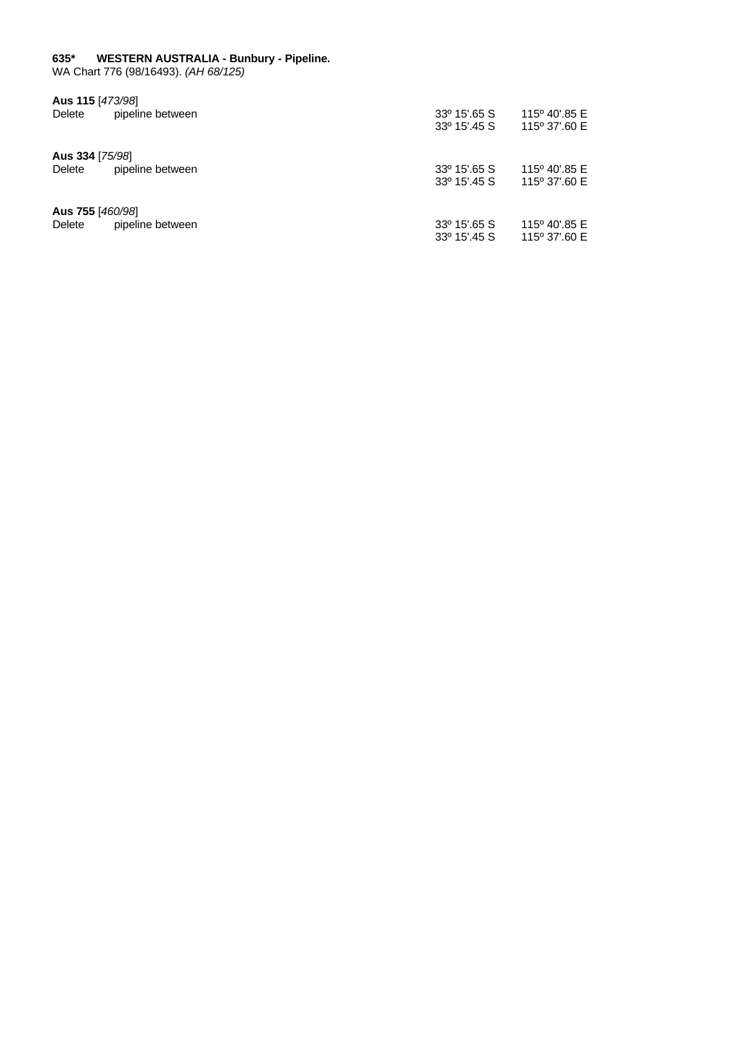**635*     WESTERN AUSTRALIA - Bunbury - Pipeline.**
WA Chart 776 (98/16493). *(AH 68/125)*

**Aus 115** [*473/98*]

| | | | |
|---|---|---|---|
| Delete | pipeline between | 33º 15'.65 S | 115º 40'.85 E |
| | | 33º 15'.45 S | 115º 37'.60 E |

**Aus 334** [*75/98*]

| | | | |
|---|---|---|---|
| Delete | pipeline between | 33º 15'.65 S | 115º 40'.85 E |
| | | 33º 15'.45 S | 115º 37'.60 E |

**Aus 755** [*460/98*]

| | | | |
|---|---|---|---|
| Delete | pipeline between | 33º 15'.65 S | 115º 40'.85 E |
| | | 33º 15'.45 S | 115º 37'.60 E |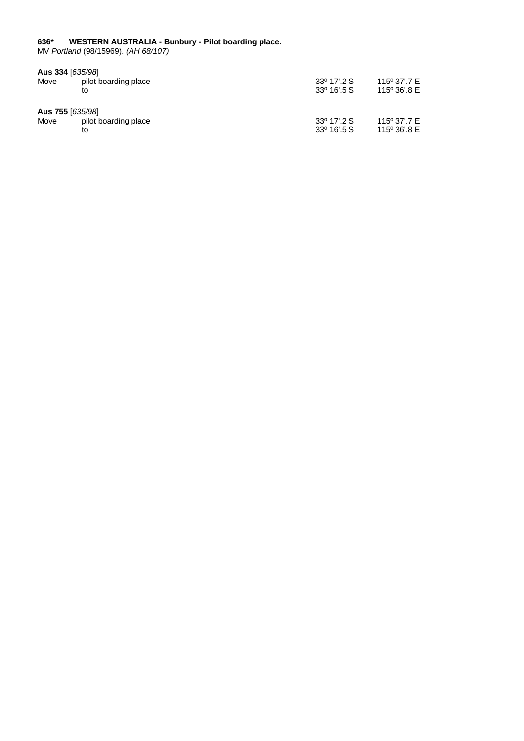**636*	WESTERN AUSTRALIA - Bunbury - Pilot boarding place.**
MV *Portland* (98/15969). *(AH 68/107)*

**Aus 334** [*635/98*]

| | | | |
|---|---|---|---|
| Move | pilot boarding place | 33º 17'.2 S | 115º 37'.7 E |
| | to | 33º 16'.5 S | 115º 36'.8 E |

**Aus 755** [*635/98*]

| | | | |
|---|---|---|---|
| Move | pilot boarding place | 33º 17'.2 S | 115º 37'.7 E |
| | to | 33º 16'.5 S | 115º 36'.8 E |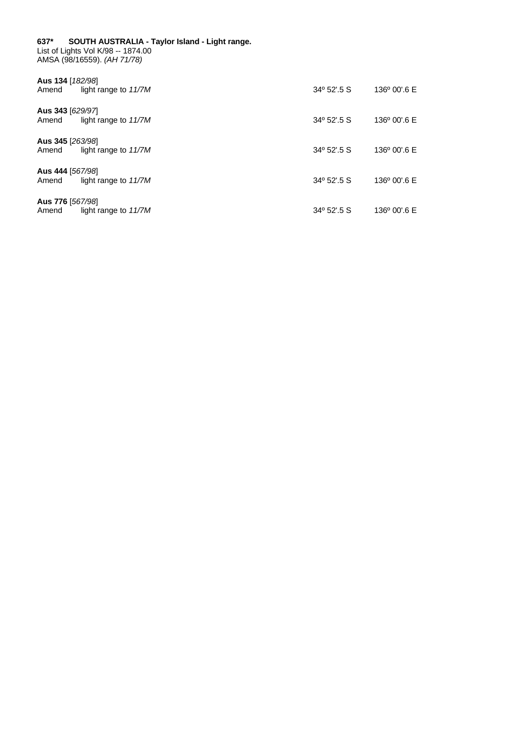**637\*	SOUTH AUSTRALIA - Taylor Island - Light range.**
List of Lights Vol K/98 -- 1874.00
AMSA (98/16559). *(AH 71/78)*

**Aus 134** [*182/98*]

| Amend | light range to *11/7M* | 34º 52'.5 S | 136º 00'.6 E |
|---|---|---|---|

**Aus 343** [*629/97*]

| Amend | light range to *11/7M* | 34º 52'.5 S | 136º 00'.6 E |
|---|---|---|---|

**Aus 345** [*263/98*]

| Amend | light range to *11/7M* | 34º 52'.5 S | 136º 00'.6 E |
|---|---|---|---|

**Aus 444** [*567/98*]

| Amend | light range to *11/7M* | 34º 52'.5 S | 136º 00'.6 E |
|---|---|---|---|

**Aus 776** [*567/98*]

| Amend | light range to *11/7M* | 34º 52'.5 S | 136º 00'.6 E |
|---|---|---|---|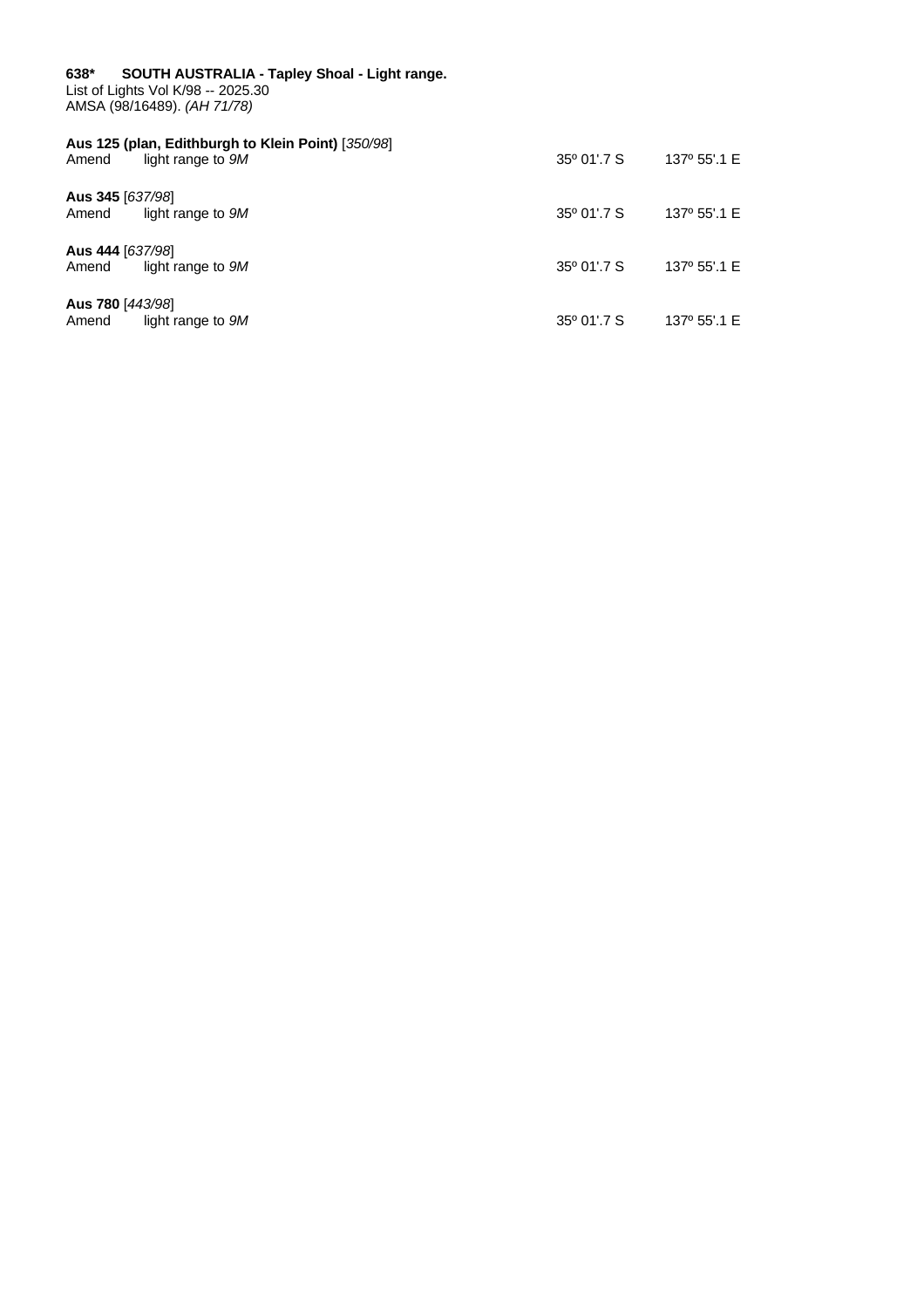**638*** **SOUTH AUSTRALIA - Tapley Shoal - Light range.**
List of Lights Vol K/98 -- 2025.30
AMSA (98/16489). *(AH 71/78)*

**Aus 125 (plan, Edithburgh to Klein Point)** [*350/98*]

| | | | |
|---|---|---|---|
| Amend | light range to *9M* | 35º 01'.7 S | 137º 55'.1 E |

**Aus 345** [*637/98*]

| | | | |
|---|---|---|---|
| Amend | light range to *9M* | 35º 01'.7 S | 137º 55'.1 E |

**Aus 444** [*637/98*]

| | | | |
|---|---|---|---|
| Amend | light range to *9M* | 35º 01'.7 S | 137º 55'.1 E |

**Aus 780** [*443/98*]

| | | | |
|---|---|---|---|
| Amend | light range to *9M* | 35º 01'.7 S | 137º 55'.1 E |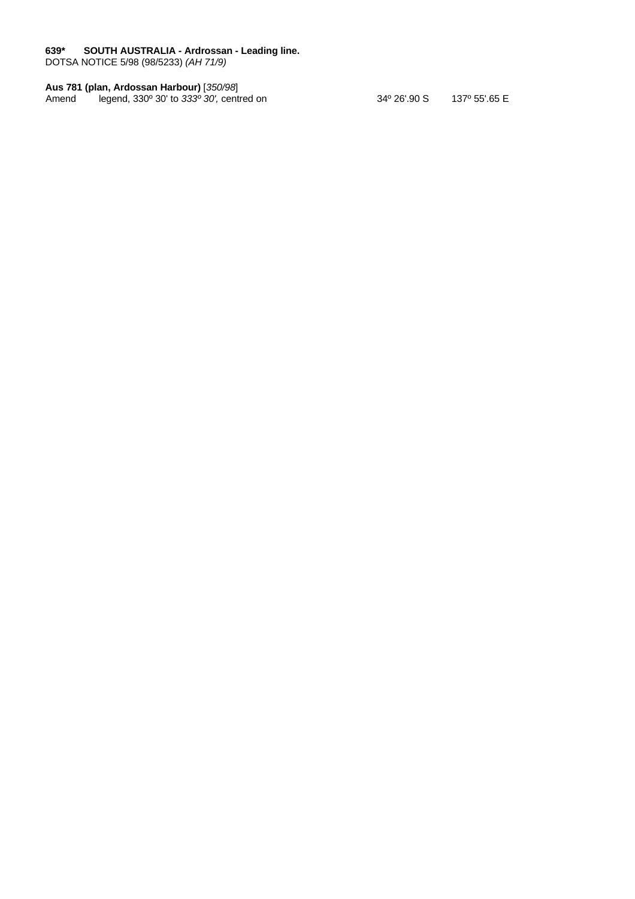**639*	SOUTH AUSTRALIA - Ardrossan - Leading line.**
DOTSA NOTICE 5/98 (98/5233) *(AH 71/9)*

**Aus 781 (plan, Ardossan Harbour)** [*350/98*]

| | | | |
|---|---|---|---|
| Amend | legend, 330º 30' to *333º 30',* centred on | 34º 26'.90 S | 137º 55'.65 E |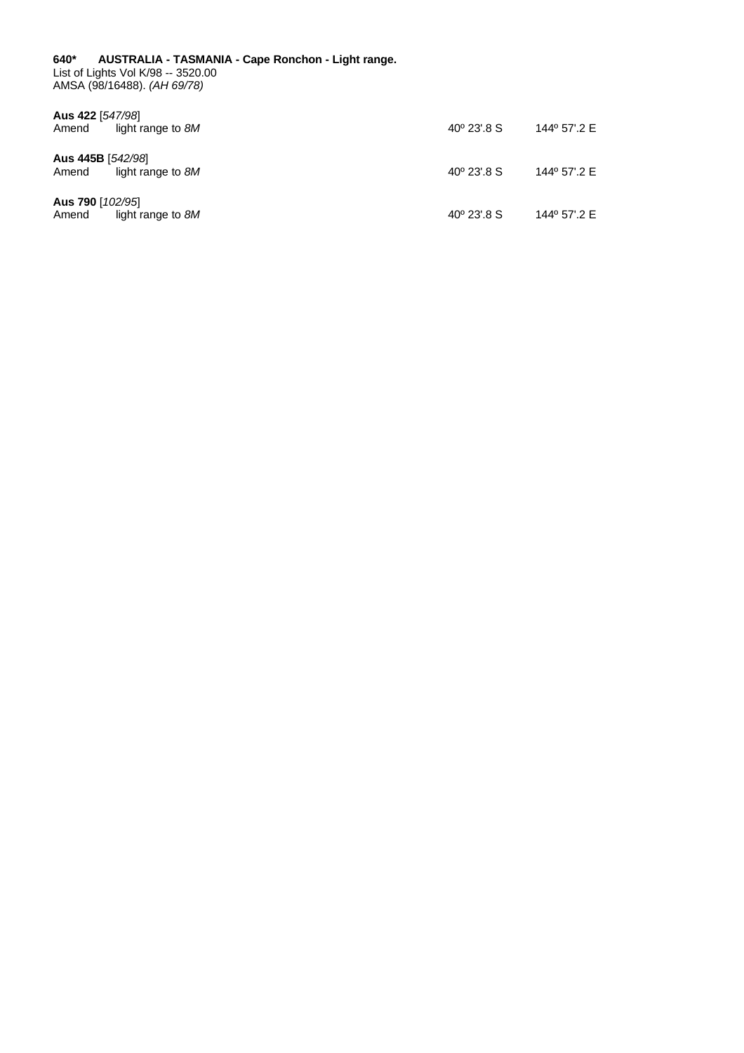**640\*  AUSTRALIA - TASMANIA - Cape Ronchon - Light range.**
List of Lights Vol K/98 -- 3520.00
AMSA (98/16488). *(AH 69/78)*

**Aus 422** [*547/98*]

| | | | |
|---|---|---|---|
| Amend | light range to *8M* | 40º 23'.8 S | 144º 57'.2 E |

**Aus 445B** [*542/98*]

| | | | |
|---|---|---|---|
| Amend | light range to *8M* | 40º 23'.8 S | 144º 57'.2 E |

**Aus 790** [*102/95*]

| | | | |
|---|---|---|---|
| Amend | light range to *8M* | 40º 23'.8 S | 144º 57'.2 E |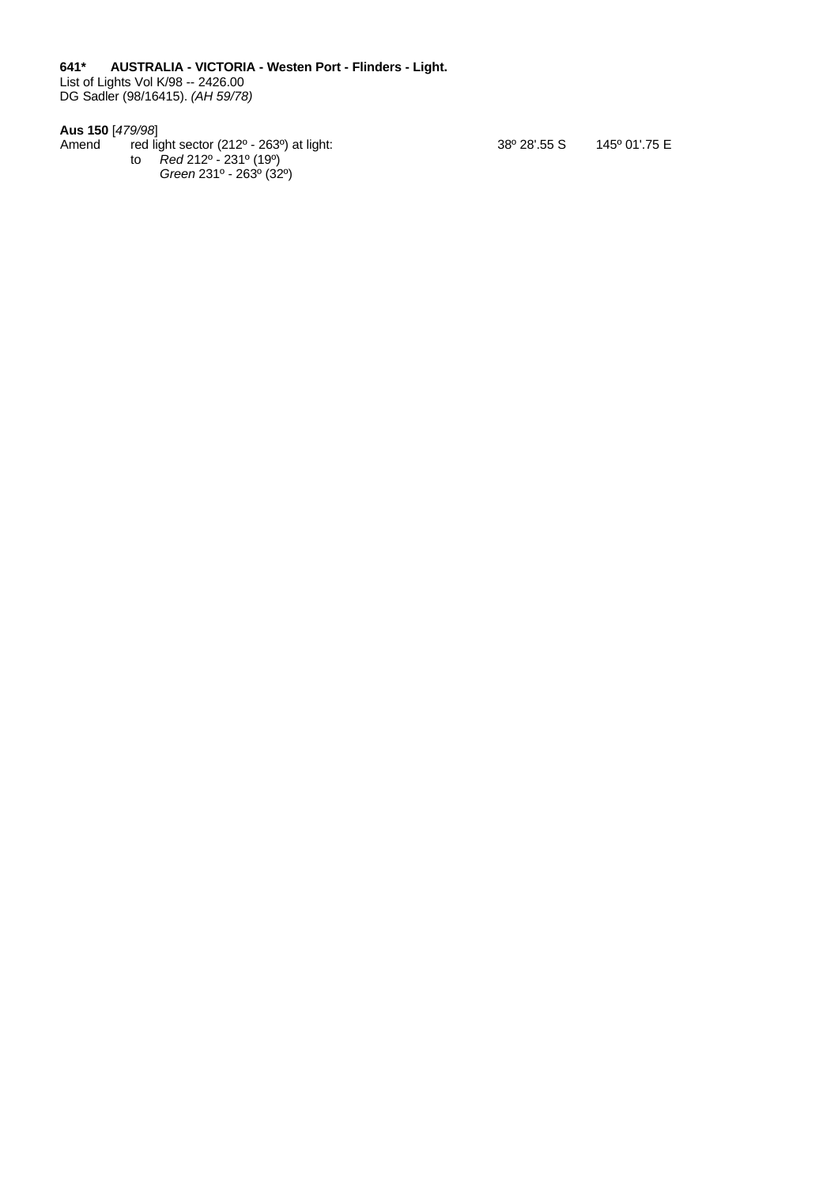**641\*     AUSTRALIA - VICTORIA - Westen Port - Flinders - Light.**
List of Lights Vol K/98 -- 2426.00
DG Sadler (98/16415). *(AH 59/78)*

**Aus 150** [*479/98*]

| | | | |
|---|---|---|---|
| Amend | red light sector (212º - 263º) at light: | 38º 28'.55 S | 145º 01'.75 E |
| | to *Red* 212º - 231º (19º) | | |
| | *Green* 231º - 263º (32º) | | |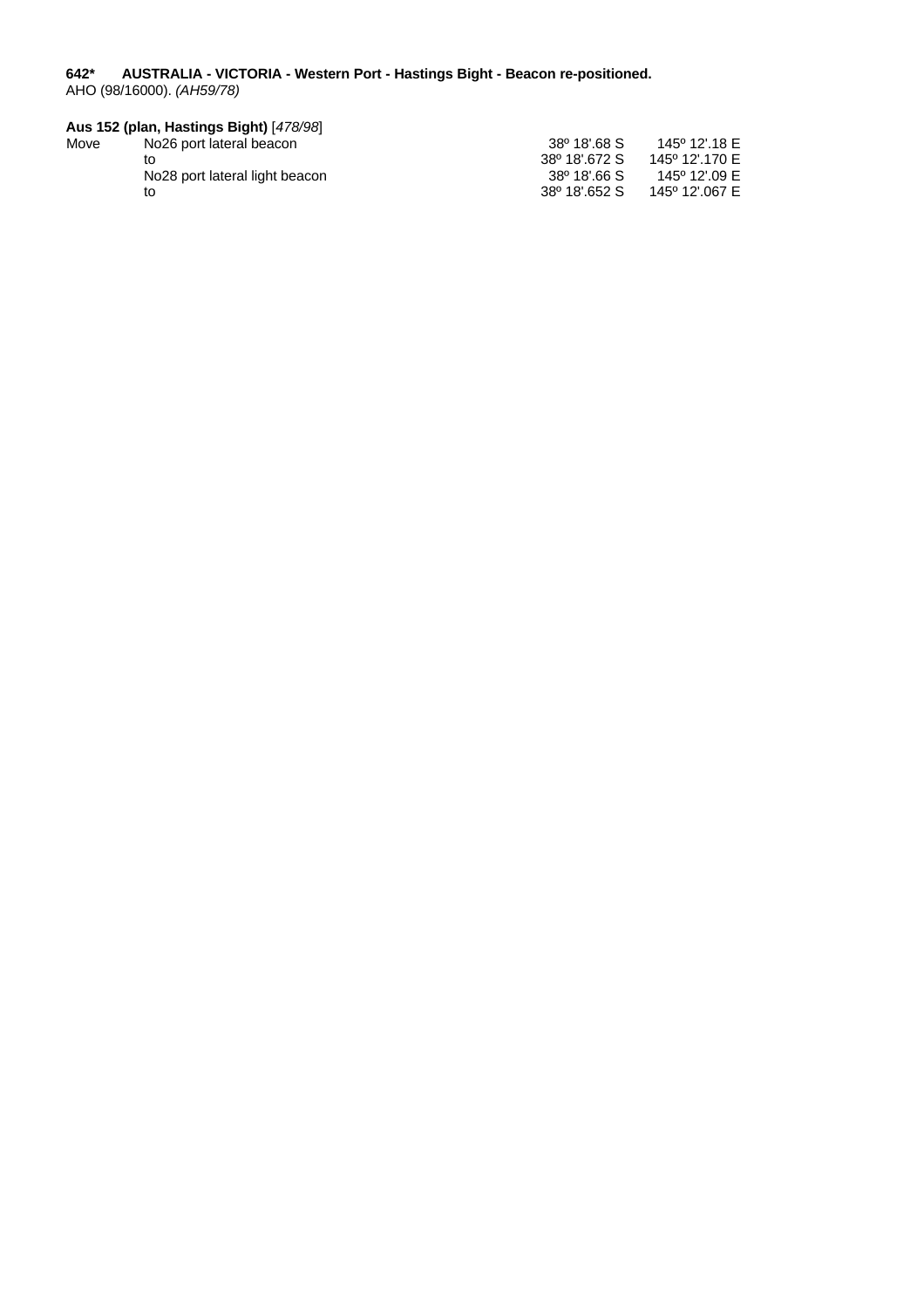**642\*	AUSTRALIA - VICTORIA - Western Port - Hastings Bight - Beacon re-positioned.**
AHO (98/16000). *(AH59/78)*

**Aus 152 (plan, Hastings Bight)** [*478/98*]

| | | | |
|---|---|---|---|
| Move | No26 port lateral beacon | 38º 18'.68 S | 145º 12'.18 E |
| | to | 38º 18'.672 S | 145º 12'.170 E |
| | No28 port lateral light beacon | 38º 18'.66 S | 145º 12'.09 E |
| | to | 38º 18'.652 S | 145º 12'.067 E |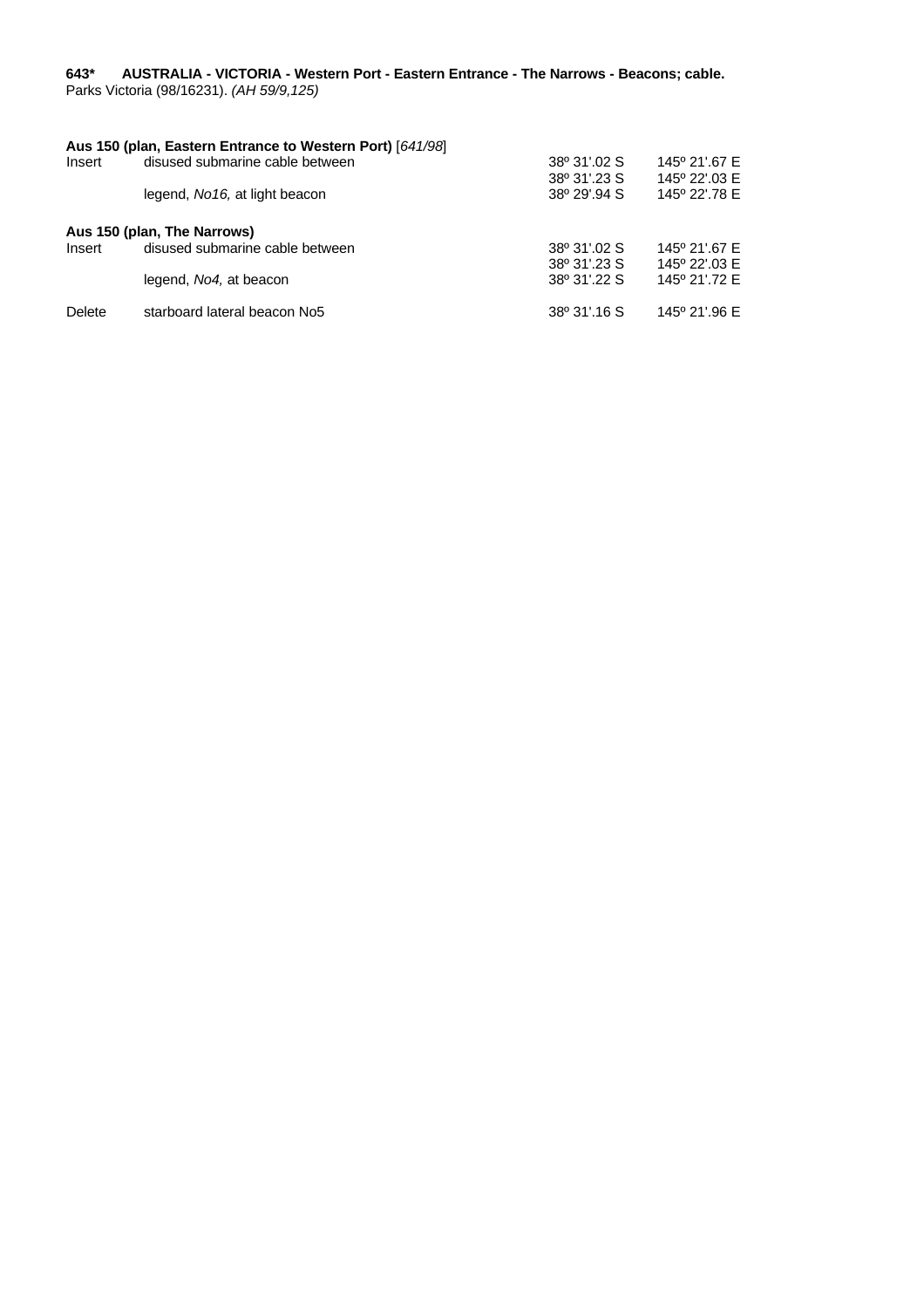**643\*  AUSTRALIA - VICTORIA - Western Port - Eastern Entrance - The Narrows - Beacons; cable.**
Parks Victoria (98/16231). *(AH 59/9,125)*

**Aus 150 (plan, Eastern Entrance to Western Port)** [*641/98*]

| | | | |
|---|---|---|---|
| Insert | disused submarine cable between | 38º 31'.02 S | 145º 21'.67 E |
| | | 38º 31'.23 S | 145º 22'.03 E |
| | legend, *No16,* at light beacon | 38º 29'.94 S | 145º 22'.78 E |

**Aus 150 (plan, The Narrows)**

| | | | |
|---|---|---|---|
| Insert | disused submarine cable between | 38º 31'.02 S | 145º 21'.67 E |
| | | 38º 31'.23 S | 145º 22'.03 E |
| | legend, *No4,* at beacon | 38º 31'.22 S | 145º 21'.72 E |
| Delete | starboard lateral beacon No5 | 38º 31'.16 S | 145º 21'.96 E |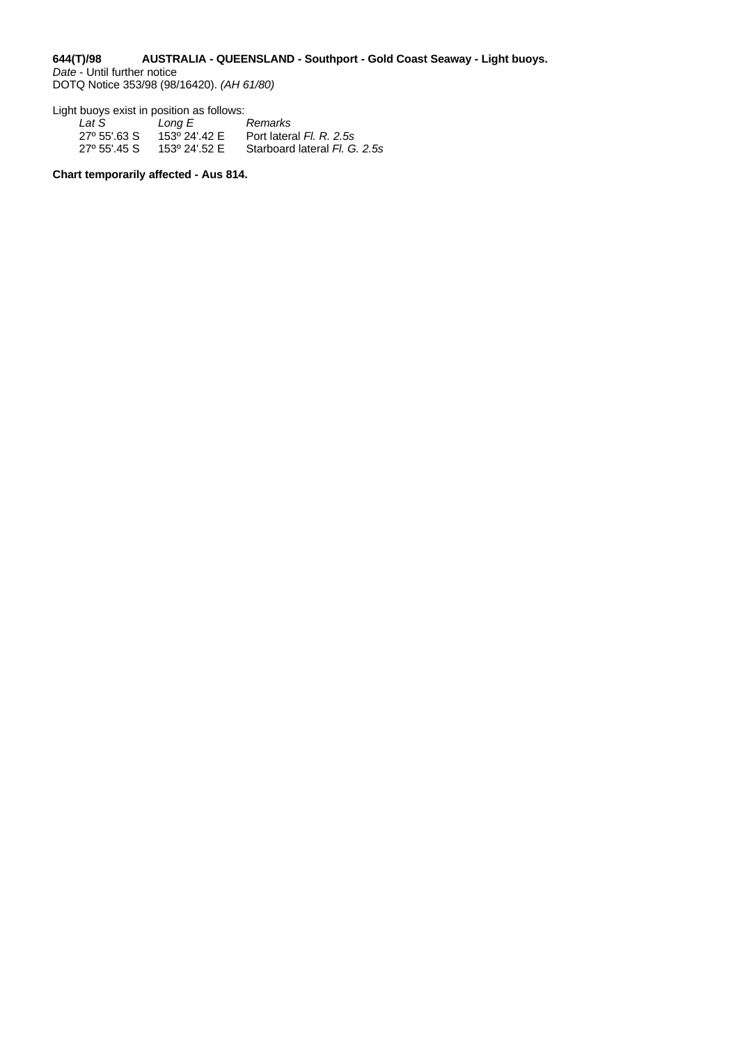**644(T)/98 AUSTRALIA - QUEENSLAND - Southport - Gold Coast Seaway - Light buoys.**

*Date* - Until further notice
DOTQ Notice 353/98 (98/16420). *(AH 61/80)*

Light buoys exist in position as follows:

| *Lat S* | *Long E* | *Remarks* |
| --- | --- | --- |
| 27º 55'.63 S | 153º 24'.42 E | Port lateral *Fl. R. 2.5s* |
| 27º 55'.45 S | 153º 24'.52 E | Starboard lateral *Fl. G. 2.5s* |

**Chart temporarily affected - Aus 814.**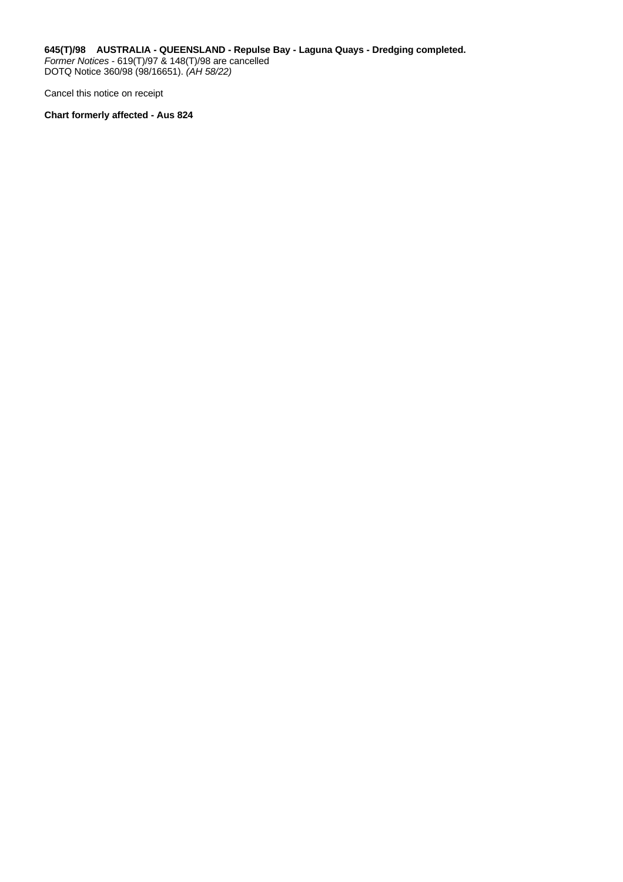**645(T)/98    AUSTRALIA - QUEENSLAND - Repulse Bay - Laguna Quays - Dredging completed.**
*Former Notices* - 619(T)/97 & 148(T)/98 are cancelled
DOTQ Notice 360/98 (98/16651). *(AH 58/22)*

Cancel this notice on receipt

**Chart formerly affected - Aus 824**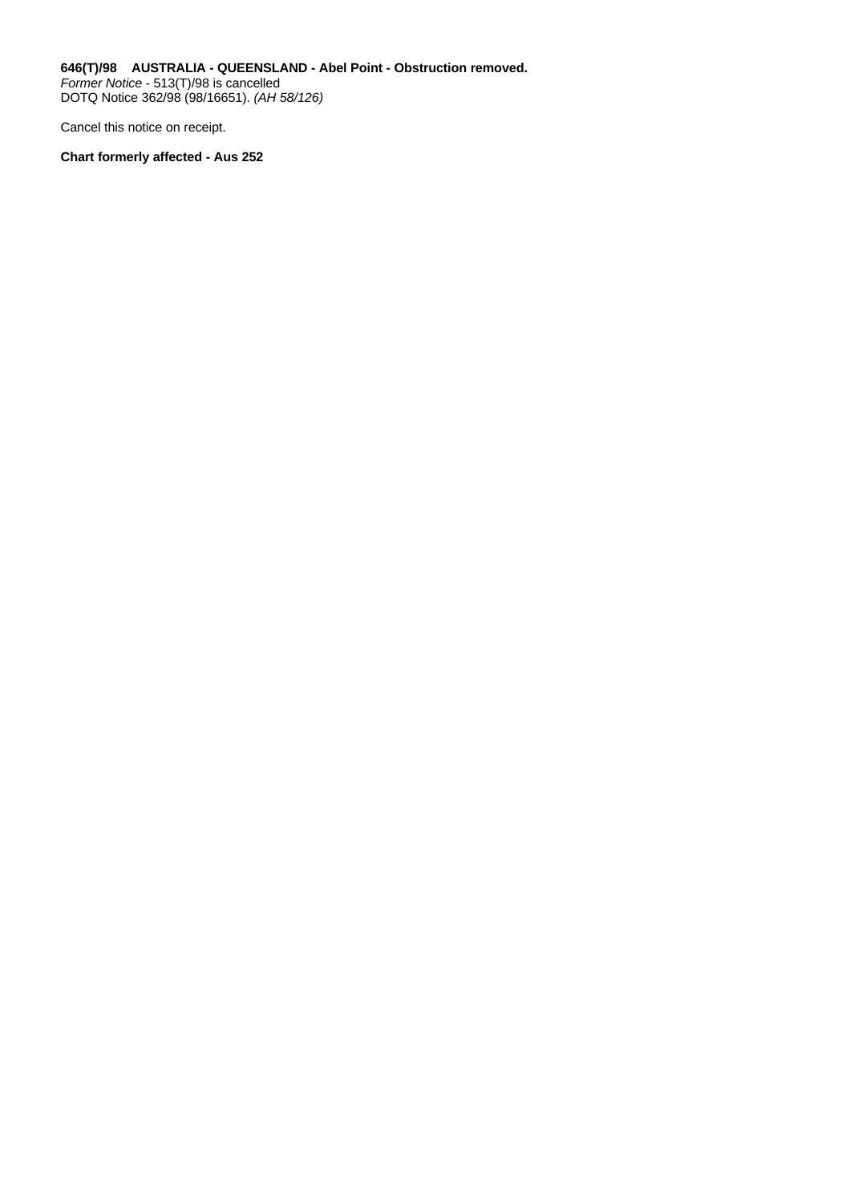**646(T)/98 AUSTRALIA - QUEENSLAND - Abel Point - Obstruction removed.**
*Former Notice* - 513(T)/98 is cancelled
DOTQ Notice 362/98 (98/16651). *(AH 58/126)*

Cancel this notice on receipt.

**Chart formerly affected - Aus 252**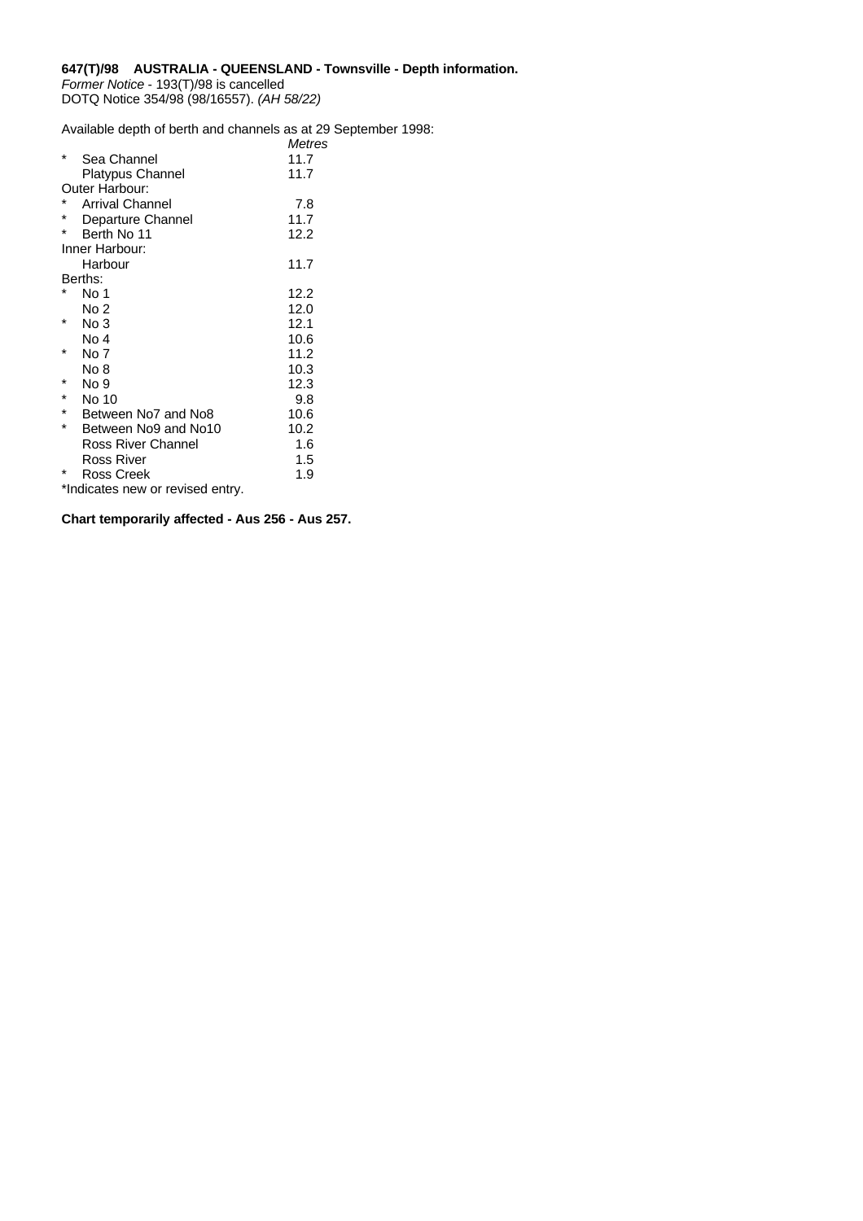**647(T)/98 AUSTRALIA - QUEENSLAND - Townsville - Depth information.**
*Former Notice* - 193(T)/98 is cancelled
DOTQ Notice 354/98 (98/16557). *(AH 58/22)*

Available depth of berth and channels as at 29 September 1998:

| | | *Metres* |
|---|---|---|
| * | Sea Channel | 11.7 |
| | Platypus Channel | 11.7 |
| Outer Harbour: | | |
| * | Arrival Channel | 7.8 |
| * | Departure Channel | 11.7 |
| * | Berth No 11 | 12.2 |
| Inner Harbour: | | |
| | Harbour | 11.7 |
| Berths: | | |
| * | No 1 | 12.2 |
| | No 2 | 12.0 |
| * | No 3 | 12.1 |
| | No 4 | 10.6 |
| * | No 7 | 11.2 |
| | No 8 | 10.3 |
| * | No 9 | 12.3 |
| * | No 10 | 9.8 |
| * | Between No7 and No8 | 10.6 |
| * | Between No9 and No10 | 10.2 |
| | Ross River Channel | 1.6 |
| | Ross River | 1.5 |
| * | Ross Creek | 1.9 |

*Indicates new or revised entry.

**Chart temporarily affected - Aus 256 - Aus 257.**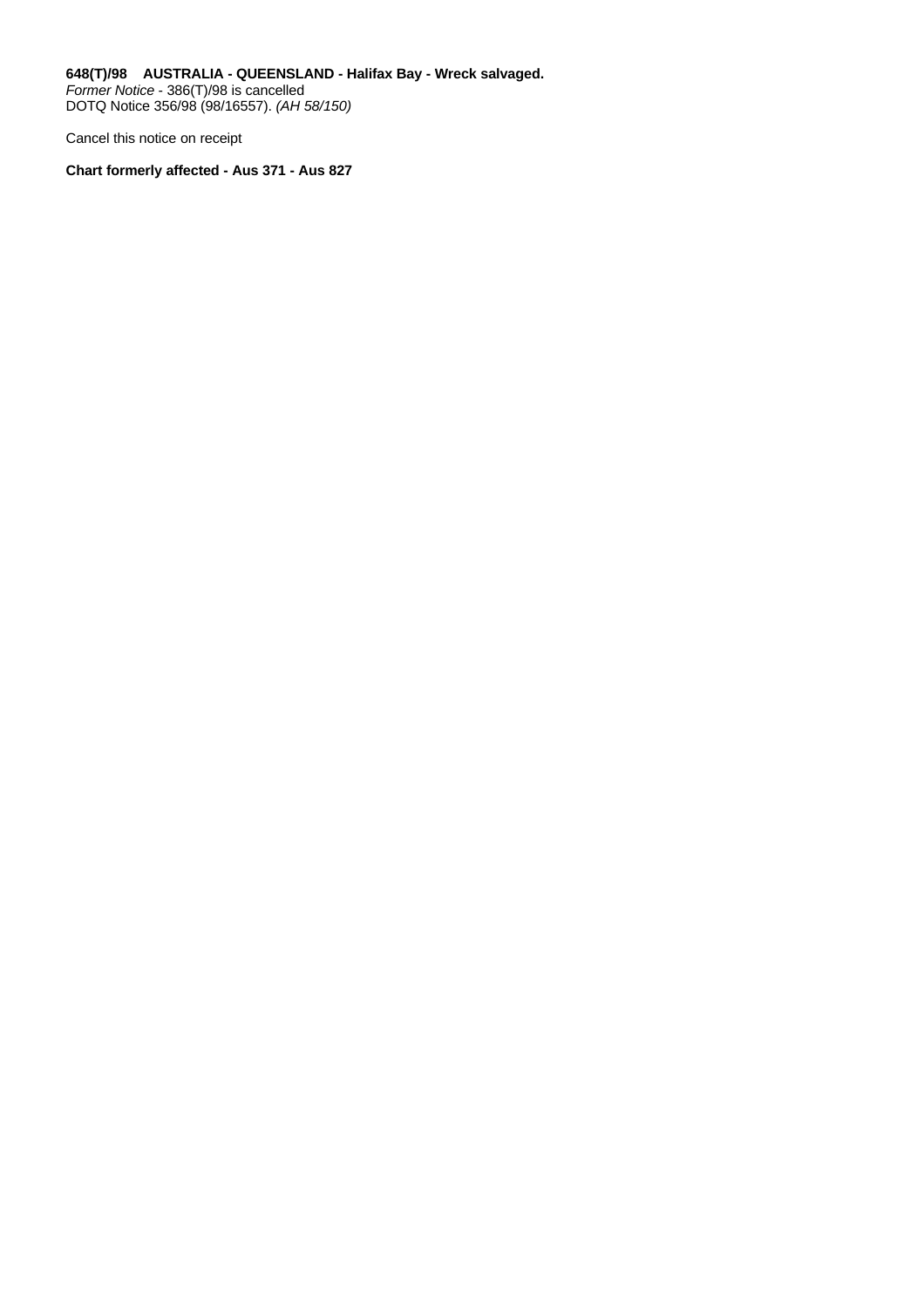**648(T)/98 AUSTRALIA - QUEENSLAND - Halifax Bay - Wreck salvaged.**
*Former Notice* - 386(T)/98 is cancelled
DOTQ Notice 356/98 (98/16557). *(AH 58/150)*

Cancel this notice on receipt

**Chart formerly affected - Aus 371 - Aus 827**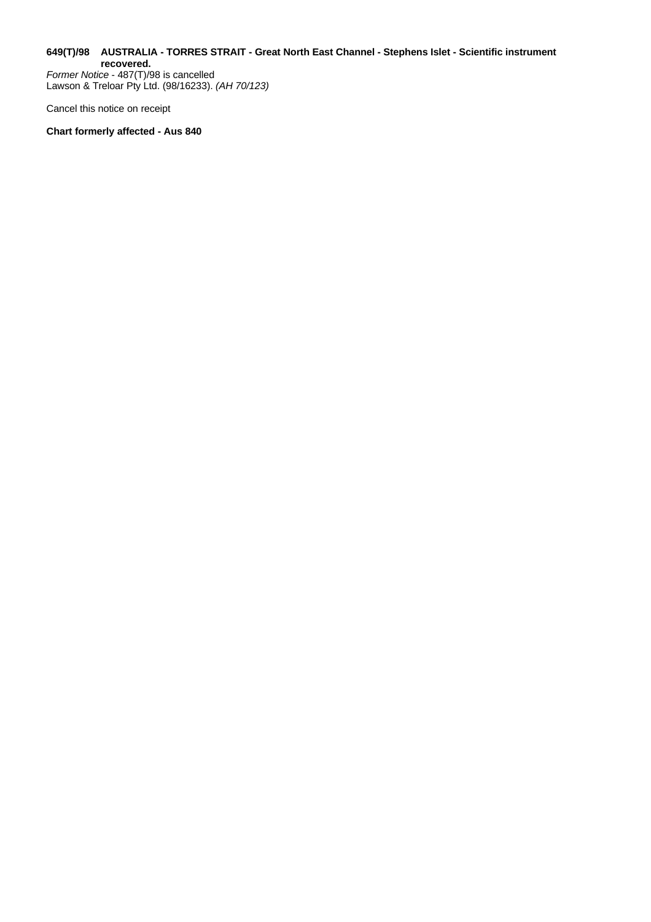**649(T)/98 AUSTRALIA - TORRES STRAIT - Great North East Channel - Stephens Islet - Scientific instrument recovered.**

*Former Notice* - 487(T)/98 is cancelled
Lawson & Treloar Pty Ltd. (98/16233). *(AH 70/123)*

Cancel this notice on receipt

**Chart formerly affected - Aus 840**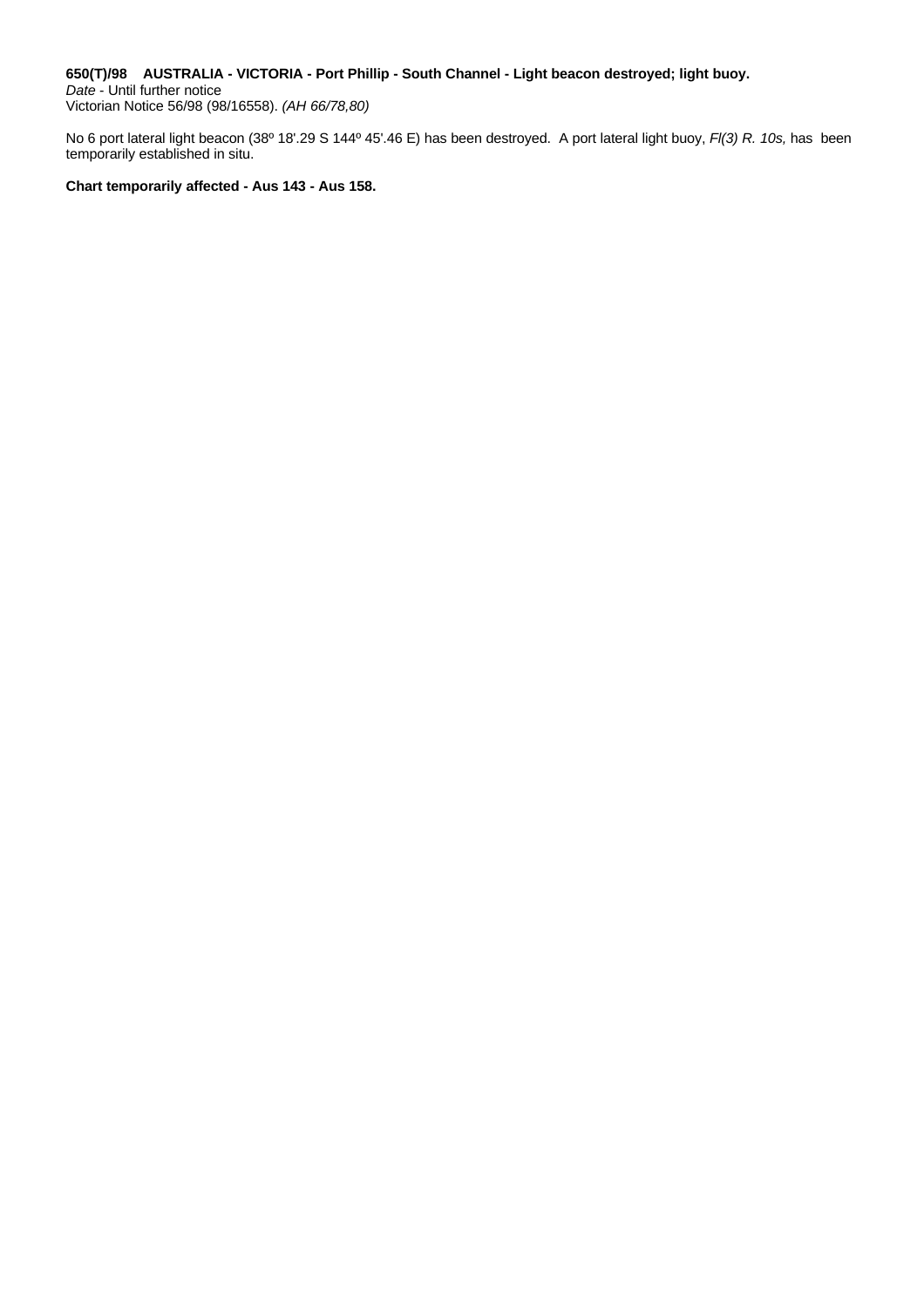**650(T)/98 AUSTRALIA - VICTORIA - Port Phillip - South Channel - Light beacon destroyed; light buoy.**
*Date* - Until further notice
Victorian Notice 56/98 (98/16558). *(AH 66/78,80)*

No 6 port lateral light beacon (38º 18'.29 S 144º 45'.46 E) has been destroyed. A port lateral light buoy, *Fl(3) R. 10s,* has been temporarily established in situ.

**Chart temporarily affected - Aus 143 - Aus 158.**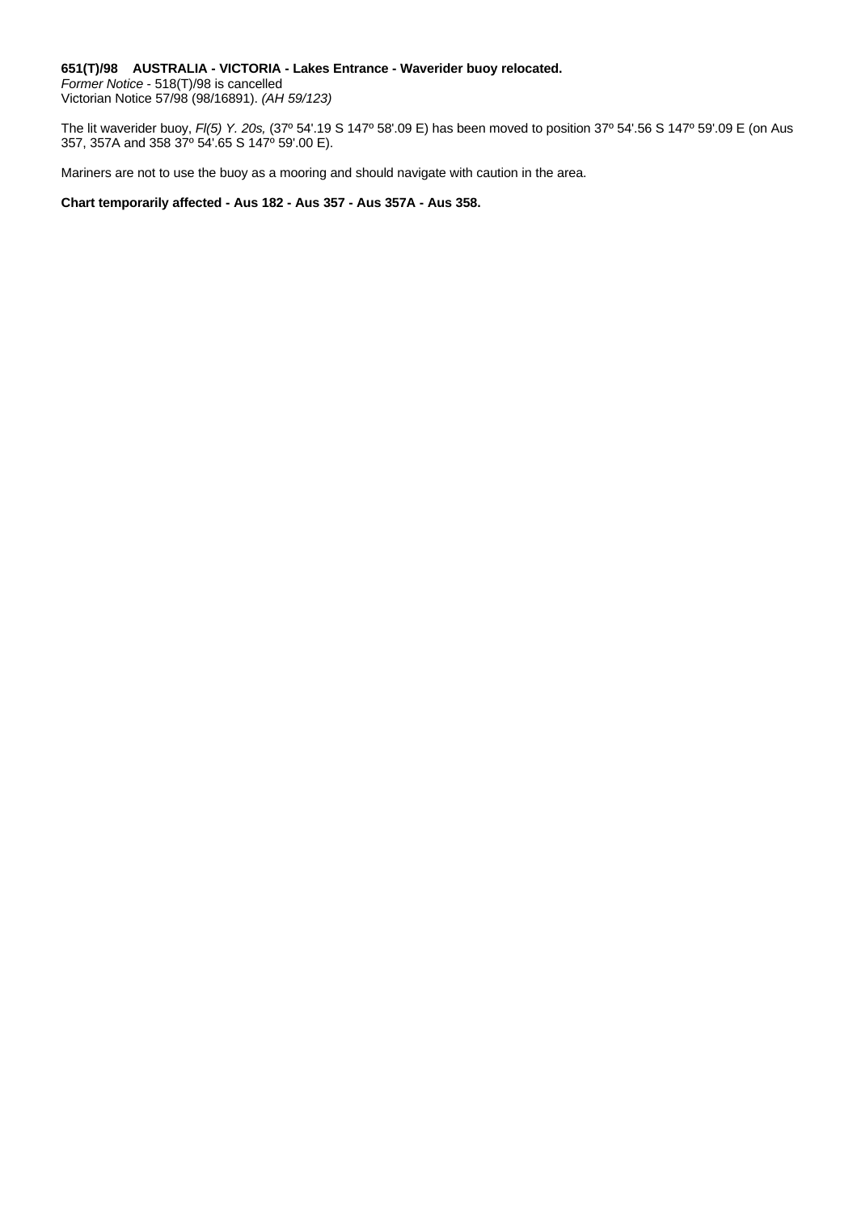**651(T)/98 AUSTRALIA - VICTORIA - Lakes Entrance - Waverider buoy relocated.**
*Former Notice* - 518(T)/98 is cancelled
Victorian Notice 57/98 (98/16891). *(AH 59/123)*

The lit waverider buoy, *Fl(5) Y. 20s,* (37º 54'.19 S 147º 58'.09 E) has been moved to position 37º 54'.56 S 147º 59'.09 E (on Aus 357, 357A and 358 37º 54'.65 S 147º 59'.00 E).

Mariners are not to use the buoy as a mooring and should navigate with caution in the area.

**Chart temporarily affected - Aus 182 - Aus 357 - Aus 357A - Aus 358.**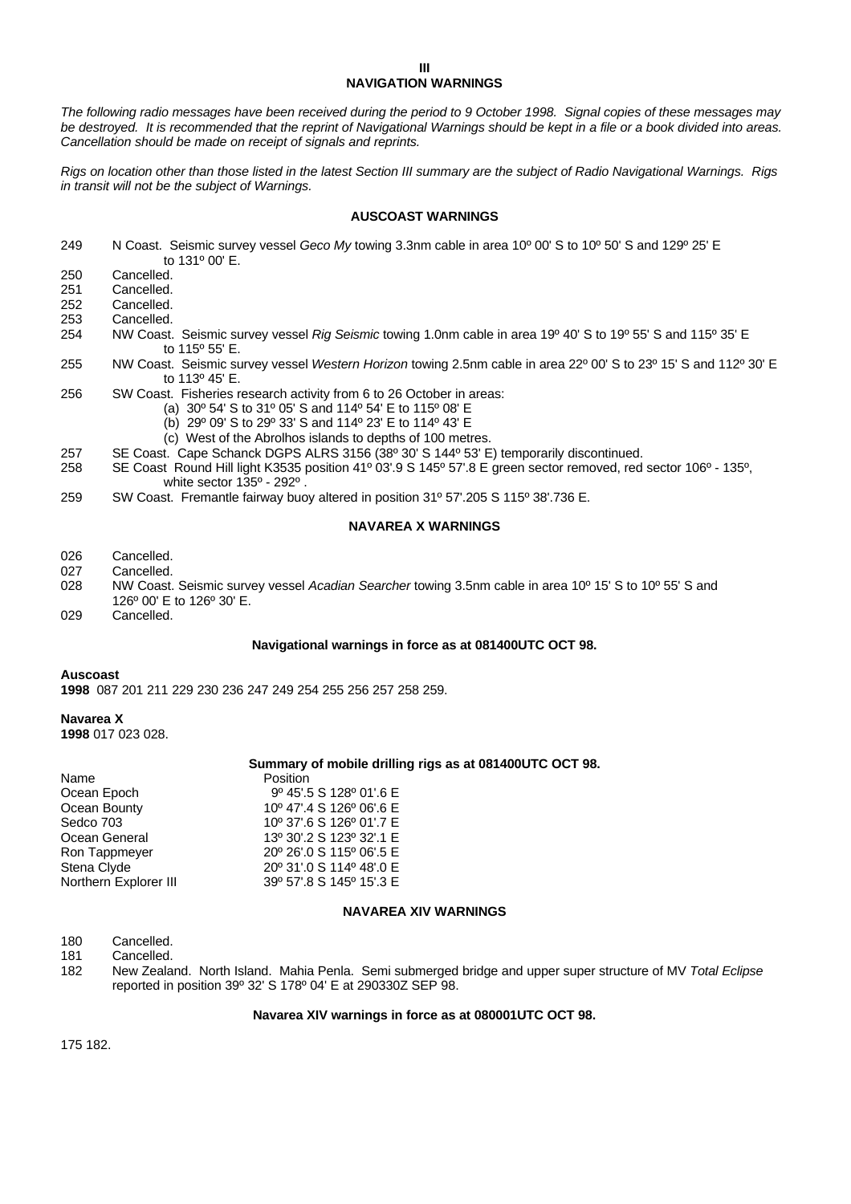# III
# NAVIGATION WARNINGS

*The following radio messages have been received during the period to 9 October 1998. Signal copies of these messages may be destroyed. It is recommended that the reprint of Navigational Warnings should be kept in a file or a book divided into areas. Cancellation should be made on receipt of signals and reprints.*

*Rigs on location other than those listed in the latest Section III summary are the subject of Radio Navigational Warnings. Rigs in transit will not be the subject of Warnings.*

## AUSCOAST WARNINGS

249 N Coast. Seismic survey vessel *Geco My* towing 3.3nm cable in area 10º 00' S to 10º 50' S and 129º 25' E to 131º 00' E.

250 Cancelled.

251 Cancelled.

252 Cancelled.

253 Cancelled.

254 NW Coast. Seismic survey vessel *Rig Seismic* towing 1.0nm cable in area 19º 40' S to 19º 55' S and 115º 35' E to 115º 55' E.

255 NW Coast. Seismic survey vessel *Western Horizon* towing 2.5nm cable in area 22º 00' S to 23º 15' S and 112º 30' E to 113º 45' E.

256 SW Coast. Fisheries research activity from 6 to 26 October in areas:
- (a) 30º 54' S to 31º 05' S and 114º 54' E to 115º 08' E
- (b) 29º 09' S to 29º 33' S and 114º 23' E to 114º 43' E
- (c) West of the Abrolhos islands to depths of 100 metres.

257 SE Coast. Cape Schanck DGPS ALRS 3156 (38º 30' S 144º 53' E) temporarily discontinued.

258 SE Coast Round Hill light K3535 position 41º 03'.9 S 145º 57'.8 E green sector removed, red sector 106º - 135º, white sector 135º - 292º .

259 SW Coast. Fremantle fairway buoy altered in position 31º 57'.205 S 115º 38'.736 E.

## NAVAREA X WARNINGS

026 Cancelled.

027 Cancelled.

028 NW Coast. Seismic survey vessel *Acadian Searcher* towing 3.5nm cable in area 10º 15' S to 10º 55' S and 126º 00' E to 126º 30' E.

029 Cancelled.

### Navigational warnings in force as at 081400UTC OCT 98.

**Auscoast**
**1998** 087 201 211 229 230 236 247 249 254 255 256 257 258 259.

**Navarea X**
**1998** 017 023 028.

### Summary of mobile drilling rigs as at 081400UTC OCT 98.

| Name | Position |
|---|---|
| Ocean Epoch | 9º 45'.5 S 128º 01'.6 E |
| Ocean Bounty | 10º 47'.4 S 126º 06'.6 E |
| Sedco 703 | 10º 37'.6 S 126º 01'.7 E |
| Ocean General | 13º 30'.2 S 123º 32'.1 E |
| Ron Tappmeyer | 20º 26'.0 S 115º 06'.5 E |
| Stena Clyde | 20º 31'.0 S 114º 48'.0 E |
| Northern Explorer III | 39º 57'.8 S 145º 15'.3 E |

## NAVAREA XIV WARNINGS

180 Cancelled.

181 Cancelled.

182 New Zealand. North Island. Mahia Penla. Semi submerged bridge and upper super structure of MV *Total Eclipse* reported in position 39º 32' S 178º 04' E at 290330Z SEP 98.

### Navarea XIV warnings in force as at 080001UTC OCT 98.

175 182.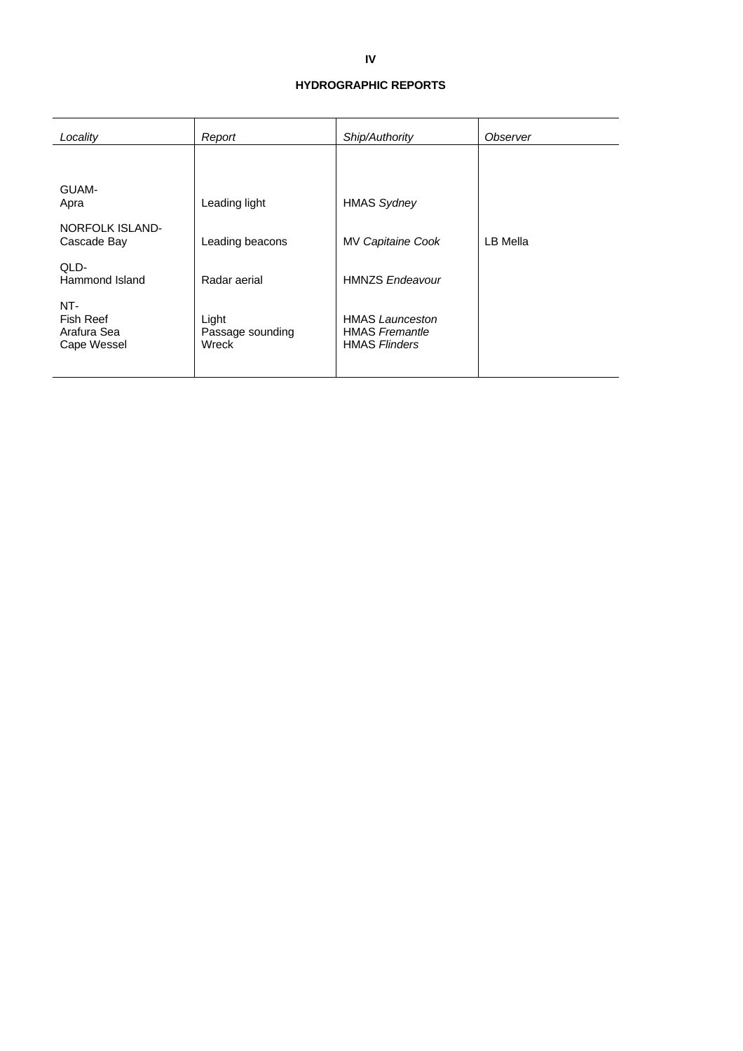# IV

## HYDROGRAPHIC REPORTS

| *Locality* | *Report* | *Ship/Authority* | *Observer* |
|---|---|---|---|
| GUAM-<br>Apra | Leading light | HMAS *Sydney* | |
| NORFOLK ISLAND-<br>Cascade Bay | Leading beacons | MV *Capitaine Cook* | LB Mella |
| QLD-<br>Hammond Island | Radar aerial | HMNZS *Endeavour* | |
| NT-<br>Fish Reef<br>Arafura Sea<br>Cape Wessel | <br>Light<br>Passage sounding<br>Wreck | <br>HMAS *Launceston*<br>HMAS *Fremantle*<br>HMAS *Flinders* | |